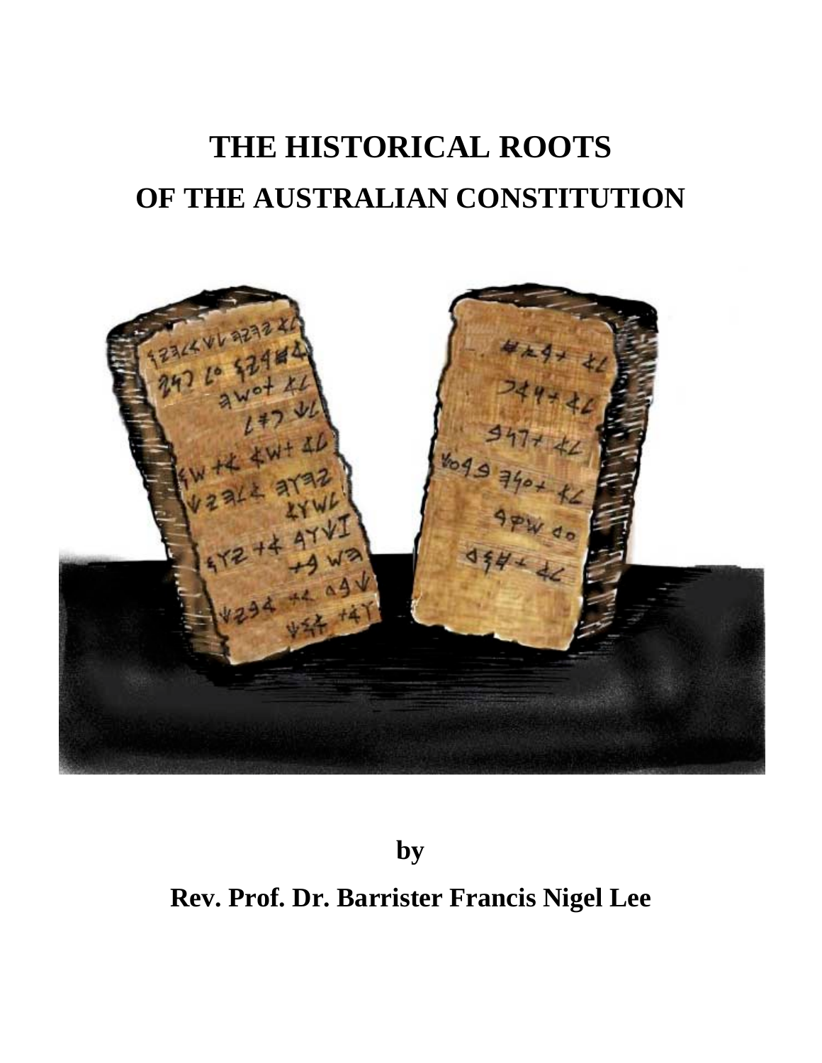# THE HISTORICAL ROOTS
# OF THE AUSTRALIAN CONSTITUTION

by

**Rev. Prof. Dr. Barrister Francis Nigel Lee**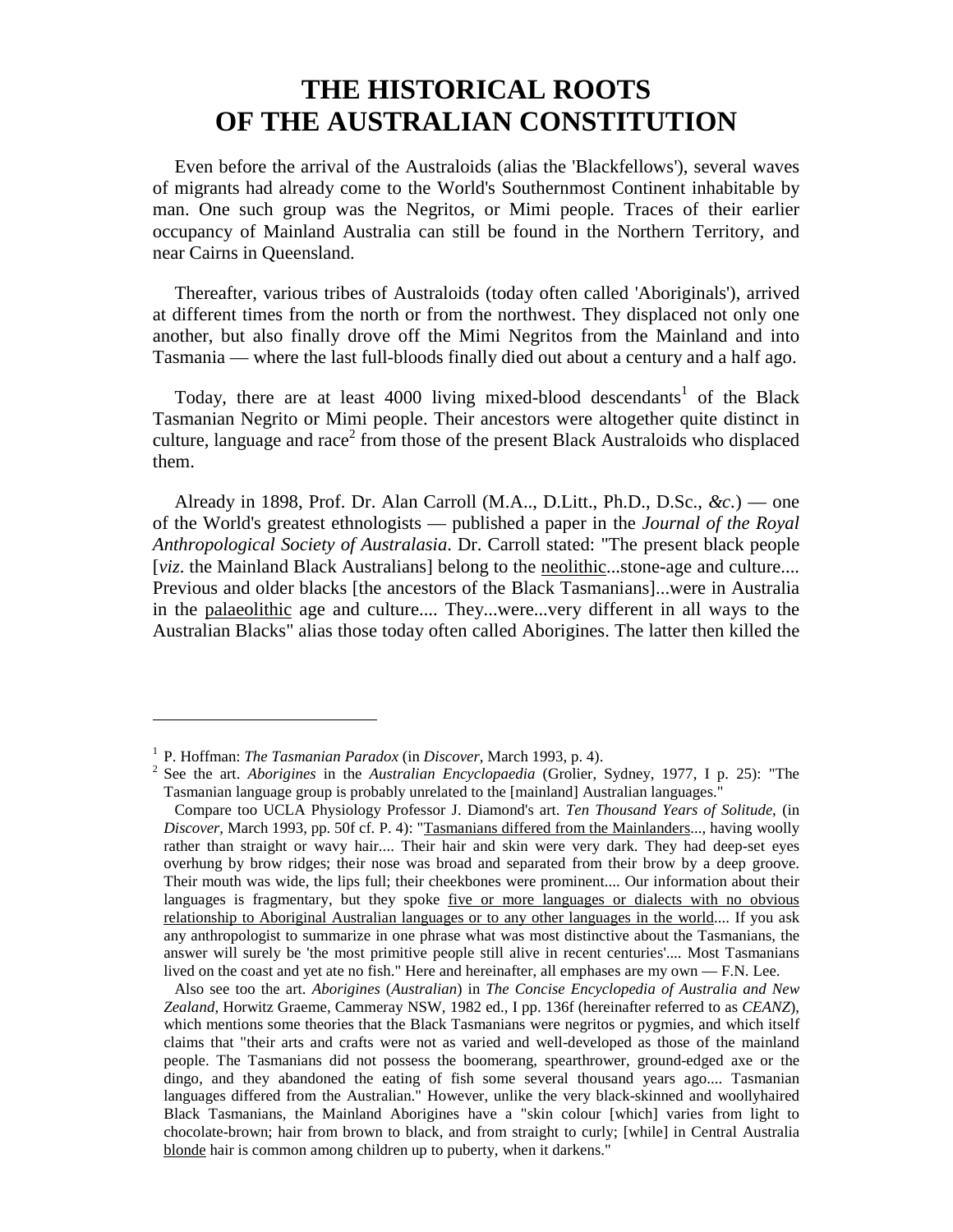# THE HISTORICAL ROOTS OF THE AUSTRALIAN CONSTITUTION

Even before the arrival of the Australoids (alias the 'Blackfellows'), several waves of migrants had already come to the World's Southernmost Continent inhabitable by man. One such group was the Negritos, or Mimi people. Traces of their earlier occupancy of Mainland Australia can still be found in the Northern Territory, and near Cairns in Queensland.

Thereafter, various tribes of Australoids (today often called 'Aboriginals'), arrived at different times from the north or from the northwest. They displaced not only one another, but also finally drove off the Mimi Negritos from the Mainland and into Tasmania — where the last full-bloods finally died out about a century and a half ago.

Today, there are at least 4000 living mixed-blood descendants[1] of the Black Tasmanian Negrito or Mimi people. Their ancestors were altogether quite distinct in culture, language and race[2] from those of the present Black Australoids who displaced them.

Already in 1898, Prof. Dr. Alan Carroll (M.A.., D.Litt., Ph.D., D.Sc., *&c*.) — one of the World's greatest ethnologists — published a paper in the *Journal of the Royal Anthropological Society of Australasia*. Dr. Carroll stated: "The present black people [*viz*. the Mainland Black Australians] belong to the <u>neolithic</u>...stone-age and culture.... Previous and older blacks [the ancestors of the Black Tasmanians]...were in Australia in the <u>palaeolithic</u> age and culture.... They...were...very different in all ways to the Australian Blacks" alias those today often called Aborigines. The latter then killed the

---

[1] P. Hoffman: *The Tasmanian Paradox* (in *Discover*, March 1993, p. 4).

[2] See the art. *Aborigines* in the *Australian Encyclopaedia* (Grolier, Sydney, 1977, I p. 25): "The Tasmanian language group is probably unrelated to the [mainland] Australian languages."

Compare too UCLA Physiology Professor J. Diamond's art. *Ten Thousand Years of Solitude*, (in *Discover*, March 1993, pp. 50f cf. P. 4): "<u>Tasmanians differed from the Mainlanders</u>..., having woolly rather than straight or wavy hair.... Their hair and skin were very dark. They had deep-set eyes overhung by brow ridges; their nose was broad and separated from their brow by a deep groove. Their mouth was wide, the lips full; their cheekbones were prominent.... Our information about their languages is fragmentary, but they spoke <u>five or more languages or dialects with no obvious relationship to Aboriginal Australian languages or to any other languages in the world</u>.... If you ask any anthropologist to summarize in one phrase what was most distinctive about the Tasmanians, the answer will surely be 'the most primitive people still alive in recent centuries'.... Most Tasmanians lived on the coast and yet ate no fish." Here and hereinafter, all emphases are my own — F.N. Lee.

Also see too the art. *Aborigines* (*Australian*) in *The Concise Encyclopedia of Australia and New Zealand*, Horwitz Graeme, Cammeray NSW, 1982 ed., I pp. 136f (hereinafter referred to as *CEANZ*), which mentions some theories that the Black Tasmanians were negritos or pygmies, and which itself claims that "their arts and crafts were not as varied and well-developed as those of the mainland people. The Tasmanians did not possess the boomerang, spearthrower, ground-edged axe or the dingo, and they abandoned the eating of fish some several thousand years ago.... Tasmanian languages differed from the Australian." However, unlike the very black-skinned and woollyhaired Black Tasmanians, the Mainland Aborigines have a "skin colour [which] varies from light to chocolate-brown; hair from brown to black, and from straight to curly; [while] in Central Australia <u>blonde</u> hair is common among children up to puberty, when it darkens."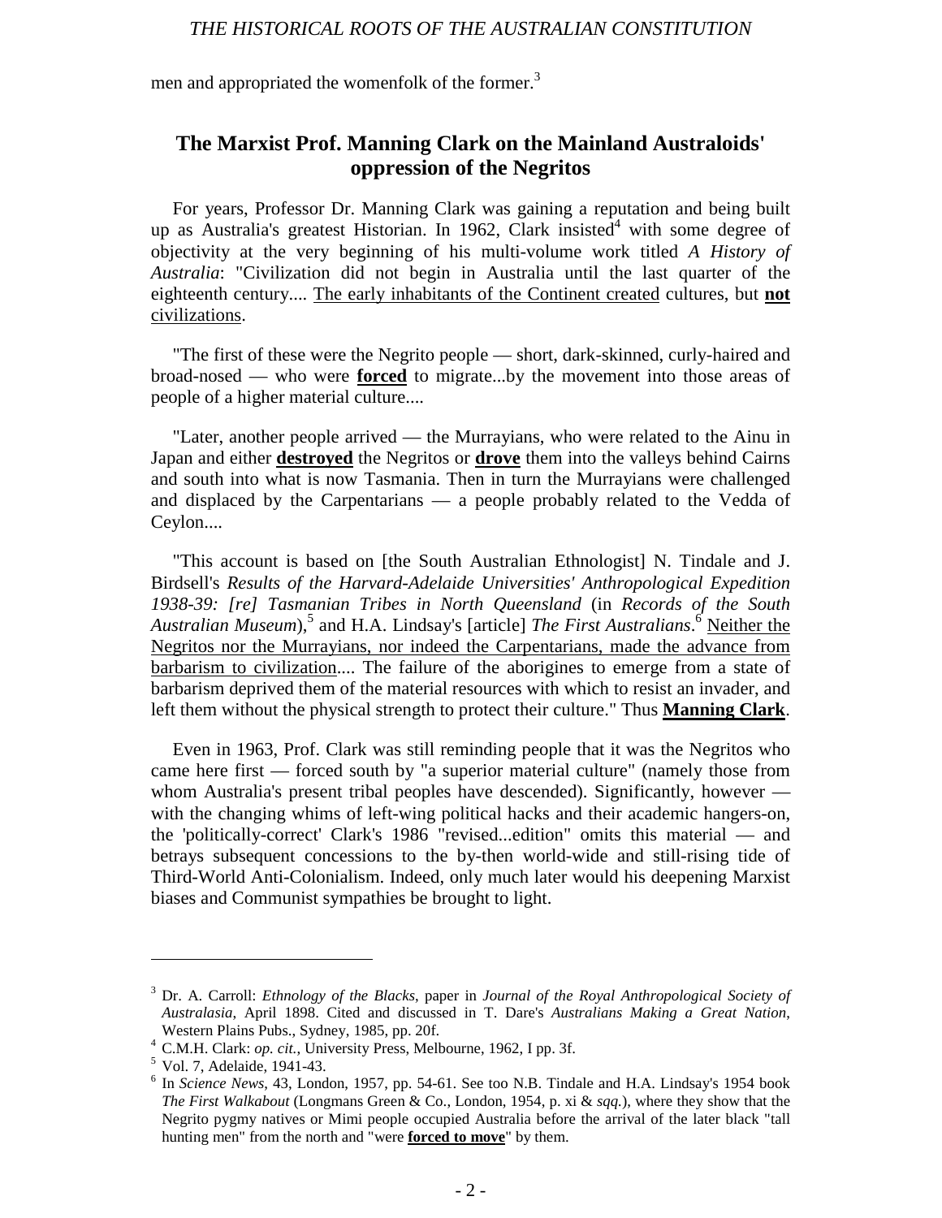men and appropriated the womenfolk of the former.[3]

## The Marxist Prof. Manning Clark on the Mainland Australoids' oppression of the Negritos

For years, Professor Dr. Manning Clark was gaining a reputation and being built up as Australia's greatest Historian. In 1962, Clark insisted[4] with some degree of objectivity at the very beginning of his multi-volume work titled *A History of Australia*: "Civilization did not begin in Australia until the last quarter of the eighteenth century.... <u>The early inhabitants of the Continent created</u> cultures, but <u>**not**</u> <u>civilizations</u>.

"The first of these were the Negrito people — short, dark-skinned, curly-haired and broad-nosed — who were <u>**forced**</u> to migrate...by the movement into those areas of people of a higher material culture....

"Later, another people arrived — the Murrayians, who were related to the Ainu in Japan and either <u>**destroyed**</u> the Negritos or <u>**drove**</u> them into the valleys behind Cairns and south into what is now Tasmania. Then in turn the Murrayians were challenged and displaced by the Carpentarians — a people probably related to the Vedda of Ceylon....

"This account is based on [the South Australian Ethnologist] N. Tindale and J. Birdsell's *Results of the Harvard-Adelaide Universities' Anthropological Expedition 1938-39: [re] Tasmanian Tribes in North Queensland* (in *Records of the South Australian Museum*),[5] and H.A. Lindsay's [article] *The First Australians*.[6] <u>Neither the Negritos nor the Murrayians, nor indeed the Carpentarians, made the advance from barbarism to civilization</u>.... The failure of the aborigines to emerge from a state of barbarism deprived them of the material resources with which to resist an invader, and left them without the physical strength to protect their culture." Thus <u>**Manning Clark**</u>.

Even in 1963, Prof. Clark was still reminding people that it was the Negritos who came here first — forced south by "a superior material culture" (namely those from whom Australia's present tribal peoples have descended). Significantly, however — with the changing whims of left-wing political hacks and their academic hangers-on, the 'politically-correct' Clark's 1986 "revised...edition" omits this material — and betrays subsequent concessions to the by-then world-wide and still-rising tide of Third-World Anti-Colonialism. Indeed, only much later would his deepening Marxist biases and Communist sympathies be brought to light.

---

[3] Dr. A. Carroll: *Ethnology of the Blacks*, paper in *Journal of the Royal Anthropological Society of Australasia*, April 1898. Cited and discussed in T. Dare's *Australians Making a Great Nation*, Western Plains Pubs., Sydney, 1985, pp. 20f.

[4] C.M.H. Clark: *op. cit.*, University Press, Melbourne, 1962, I pp. 3f.

[5] Vol. 7, Adelaide, 1941-43.

[6] In *Science News*, 43, London, 1957, pp. 54-61. See too N.B. Tindale and H.A. Lindsay's 1954 book *The First Walkabout* (Longmans Green & Co., London, 1954, p. xi & *sqq.*), where they show that the Negrito pygmy natives or Mimi people occupied Australia before the arrival of the later black "tall hunting men" from the north and "were <u>**forced to move**</u>" by them.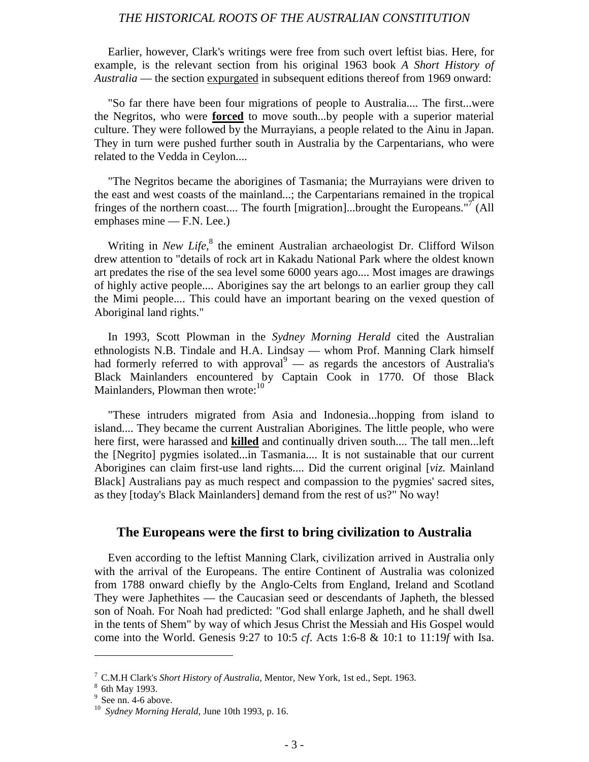Earlier, however, Clark's writings were free from such overt leftist bias. Here, for example, is the relevant section from his original 1963 book *A Short History of Australia* — the section <u>expurgated</u> in subsequent editions thereof from 1969 onward:

"So far there have been four migrations of people to Australia.... The first...were the Negritos, who were <u>**forced**</u> to move south...by people with a superior material culture. They were followed by the Murrayians, a people related to the Ainu in Japan. They in turn were pushed further south in Australia by the Carpentarians, who were related to the Vedda in Ceylon....

"The Negritos became the aborigines of Tasmania; the Murrayians were driven to the east and west coasts of the mainland...; the Carpentarians remained in the tropical fringes of the northern coast.... The fourth [migration]...brought the Europeans."[7] (All emphases mine — F.N. Lee.)

Writing in *New Life*,[8] the eminent Australian archaeologist Dr. Clifford Wilson drew attention to "details of rock art in Kakadu National Park where the oldest known art predates the rise of the sea level some 6000 years ago.... Most images are drawings of highly active people.... Aborigines say the art belongs to an earlier group they call the Mimi people.... This could have an important bearing on the vexed question of Aboriginal land rights."

In 1993, Scott Plowman in the *Sydney Morning Herald* cited the Australian ethnologists N.B. Tindale and H.A. Lindsay — whom Prof. Manning Clark himself had formerly referred to with approval[9] — as regards the ancestors of Australia's Black Mainlanders encountered by Captain Cook in 1770. Of those Black Mainlanders, Plowman then wrote:[10]

"These intruders migrated from Asia and Indonesia...hopping from island to island.... They became the current Australian Aborigines. The little people, who were here first, were harassed and <u>**killed**</u> and continually driven south.... The tall men...left the [Negrito] pygmies isolated...in Tasmania.... It is not sustainable that our current Aborigines can claim first-use land rights.... Did the current original [*viz.* Mainland Black] Australians pay as much respect and compassion to the pygmies' sacred sites, as they [today's Black Mainlanders] demand from the rest of us?" No way!

## The Europeans were the first to bring civilization to Australia

Even according to the leftist Manning Clark, civilization arrived in Australia only with the arrival of the Europeans. The entire Continent of Australia was colonized from 1788 onward chiefly by the Anglo-Celts from England, Ireland and Scotland They were Japhethites — the Caucasian seed or descendants of Japheth, the blessed son of Noah. For Noah had predicted: "God shall enlarge Japheth, and he shall dwell in the tents of Shem" by way of which Jesus Christ the Messiah and His Gospel would come into the World. Genesis 9:27 to 10:5 *cf*. Acts 1:6-8 & 10:1 to 11:19*f* with Isa.

---

[7] C.M.H Clark's *Short History of Australia*, Mentor, New York, 1st ed., Sept. 1963.

[8] 6th May 1993.

[9] See nn. 4-6 above.

[10] *Sydney Morning Herald*, June 10th 1993, p. 16.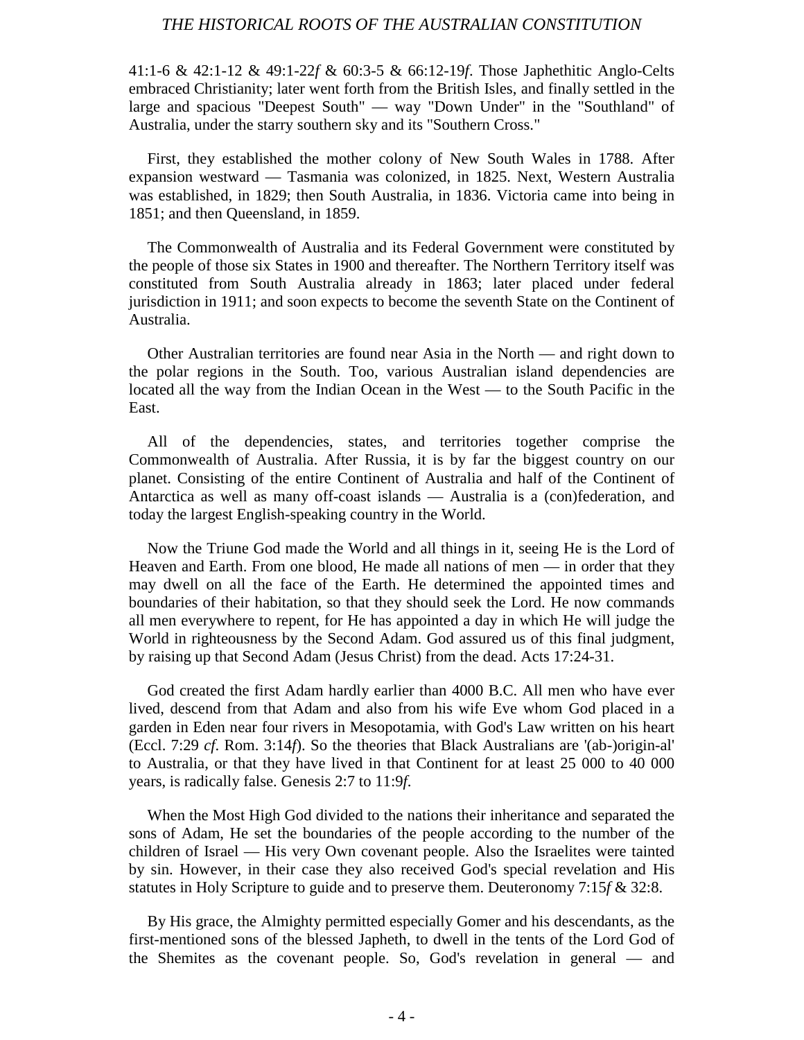41:1-6 & 42:1-12 & 49:1-22*f* & 60:3-5 & 66:12-19*f*. Those Japhethitic Anglo-Celts embraced Christianity; later went forth from the British Isles, and finally settled in the large and spacious "Deepest South" — way "Down Under" in the "Southland" of Australia, under the starry southern sky and its "Southern Cross."

First, they established the mother colony of New South Wales in 1788. After expansion westward — Tasmania was colonized, in 1825. Next, Western Australia was established, in 1829; then South Australia, in 1836. Victoria came into being in 1851; and then Queensland, in 1859.

The Commonwealth of Australia and its Federal Government were constituted by the people of those six States in 1900 and thereafter. The Northern Territory itself was constituted from South Australia already in 1863; later placed under federal jurisdiction in 1911; and soon expects to become the seventh State on the Continent of Australia.

Other Australian territories are found near Asia in the North — and right down to the polar regions in the South. Too, various Australian island dependencies are located all the way from the Indian Ocean in the West — to the South Pacific in the East.

All of the dependencies, states, and territories together comprise the Commonwealth of Australia. After Russia, it is by far the biggest country on our planet. Consisting of the entire Continent of Australia and half of the Continent of Antarctica as well as many off-coast islands — Australia is a (con)federation, and today the largest English-speaking country in the World.

Now the Triune God made the World and all things in it, seeing He is the Lord of Heaven and Earth. From one blood, He made all nations of men — in order that they may dwell on all the face of the Earth. He determined the appointed times and boundaries of their habitation, so that they should seek the Lord. He now commands all men everywhere to repent, for He has appointed a day in which He will judge the World in righteousness by the Second Adam. God assured us of this final judgment, by raising up that Second Adam (Jesus Christ) from the dead. Acts 17:24-31.

God created the first Adam hardly earlier than 4000 B.C. All men who have ever lived, descend from that Adam and also from his wife Eve whom God placed in a garden in Eden near four rivers in Mesopotamia, with God's Law written on his heart (Eccl. 7:29 *cf*. Rom. 3:14*f*). So the theories that Black Australians are '(ab-)origin-al' to Australia, or that they have lived in that Continent for at least 25 000 to 40 000 years, is radically false. Genesis 2:7 to 11:9*f*.

When the Most High God divided to the nations their inheritance and separated the sons of Adam, He set the boundaries of the people according to the number of the children of Israel — His very Own covenant people. Also the Israelites were tainted by sin. However, in their case they also received God's special revelation and His statutes in Holy Scripture to guide and to preserve them. Deuteronomy 7:15*f* & 32:8.

By His grace, the Almighty permitted especially Gomer and his descendants, as the first-mentioned sons of the blessed Japheth, to dwell in the tents of the Lord God of the Shemites as the covenant people. So, God's revelation in general — and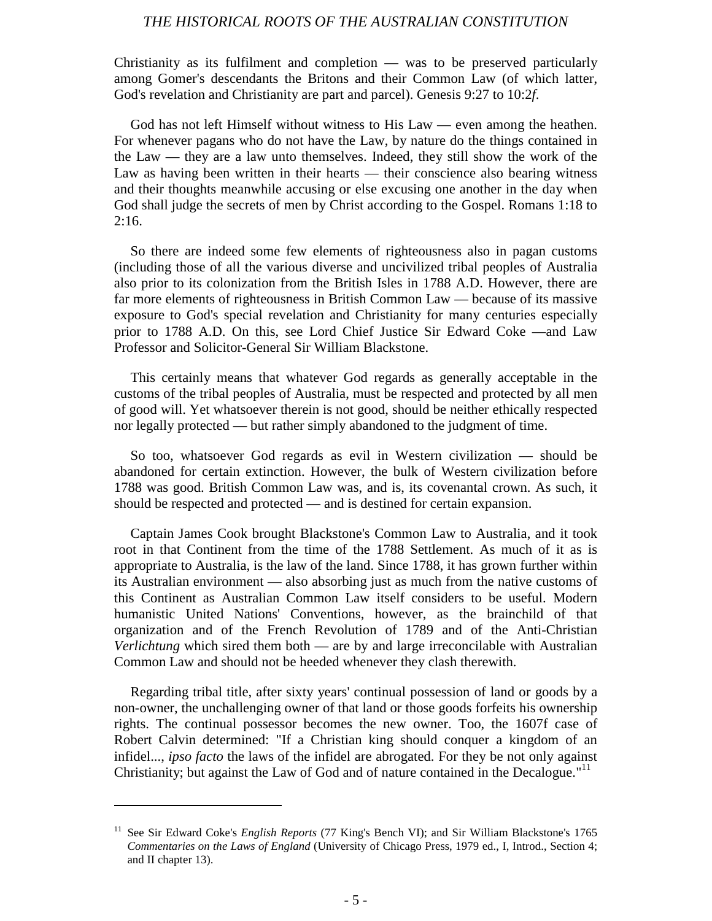Christianity as its fulfilment and completion — was to be preserved particularly among Gomer's descendants the Britons and their Common Law (of which latter, God's revelation and Christianity are part and parcel). Genesis 9:27 to 10:2*f*.

God has not left Himself without witness to His Law — even among the heathen. For whenever pagans who do not have the Law, by nature do the things contained in the Law — they are a law unto themselves. Indeed, they still show the work of the Law as having been written in their hearts — their conscience also bearing witness and their thoughts meanwhile accusing or else excusing one another in the day when God shall judge the secrets of men by Christ according to the Gospel. Romans 1:18 to 2:16.

So there are indeed some few elements of righteousness also in pagan customs (including those of all the various diverse and uncivilized tribal peoples of Australia also prior to its colonization from the British Isles in 1788 A.D. However, there are far more elements of righteousness in British Common Law — because of its massive exposure to God's special revelation and Christianity for many centuries especially prior to 1788 A.D. On this, see Lord Chief Justice Sir Edward Coke —and Law Professor and Solicitor-General Sir William Blackstone.

This certainly means that whatever God regards as generally acceptable in the customs of the tribal peoples of Australia, must be respected and protected by all men of good will. Yet whatsoever therein is not good, should be neither ethically respected nor legally protected — but rather simply abandoned to the judgment of time.

So too, whatsoever God regards as evil in Western civilization — should be abandoned for certain extinction. However, the bulk of Western civilization before 1788 was good. British Common Law was, and is, its covenantal crown. As such, it should be respected and protected — and is destined for certain expansion.

Captain James Cook brought Blackstone's Common Law to Australia, and it took root in that Continent from the time of the 1788 Settlement. As much of it as is appropriate to Australia, is the law of the land. Since 1788, it has grown further within its Australian environment — also absorbing just as much from the native customs of this Continent as Australian Common Law itself considers to be useful. Modern humanistic United Nations' Conventions, however, as the brainchild of that organization and of the French Revolution of 1789 and of the Anti-Christian *Verlichtung* which sired them both — are by and large irreconcilable with Australian Common Law and should not be heeded whenever they clash therewith.

Regarding tribal title, after sixty years' continual possession of land or goods by a non-owner, the unchallenging owner of that land or those goods forfeits his ownership rights. The continual possessor becomes the new owner. Too, the 1607f case of Robert Calvin determined: "If a Christian king should conquer a kingdom of an infidel..., *ipso facto* the laws of the infidel are abrogated. For they be not only against Christianity; but against the Law of God and of nature contained in the Decalogue."[11]

---

[11] See Sir Edward Coke's *English Reports* (77 King's Bench VI); and Sir William Blackstone's 1765 *Commentaries on the Laws of England* (University of Chicago Press, 1979 ed., I, Introd., Section 4; and II chapter 13).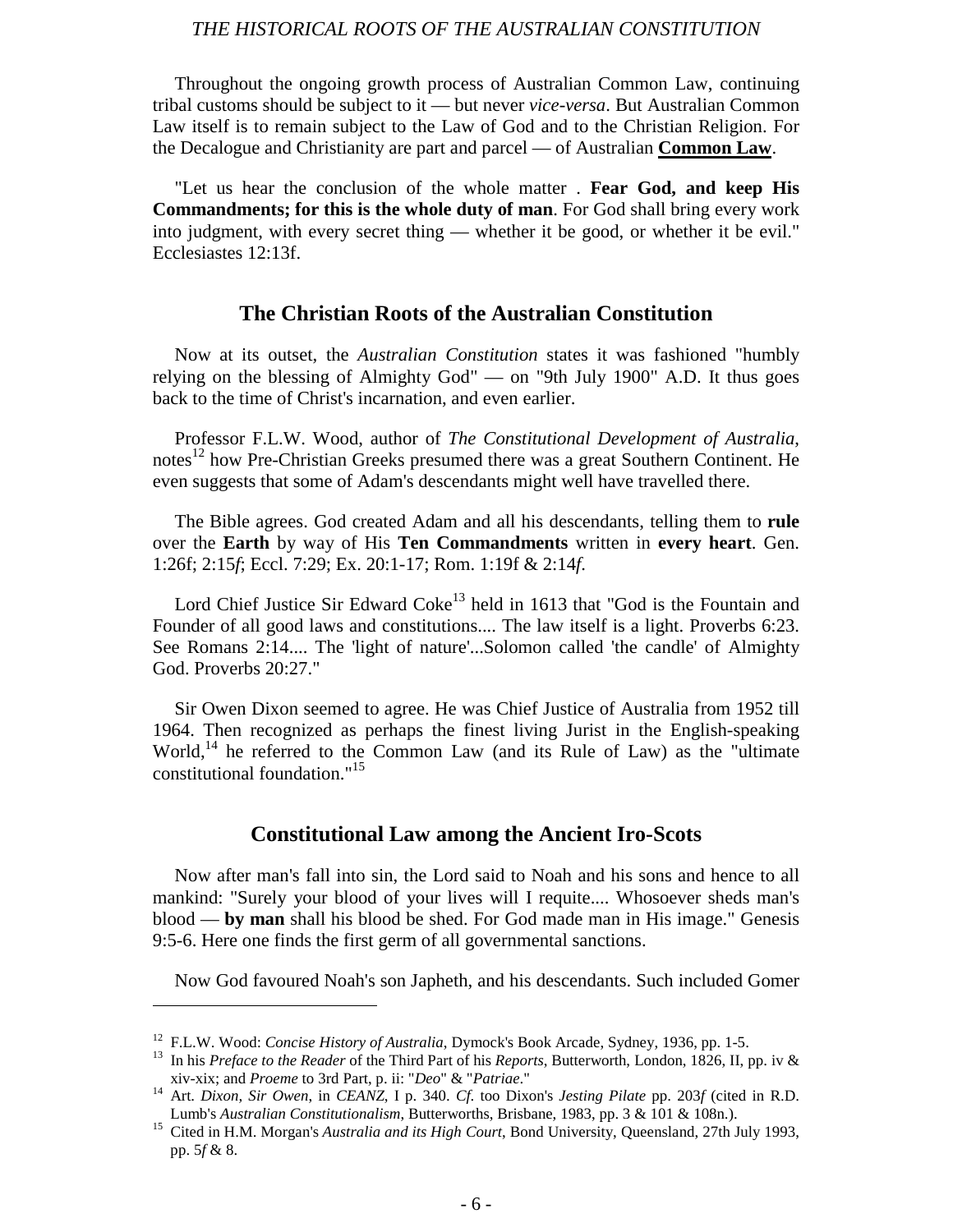Throughout the ongoing growth process of Australian Common Law, continuing tribal customs should be subject to it — but never *vice-versa*. But Australian Common Law itself is to remain subject to the Law of God and to the Christian Religion. For the Decalogue and Christianity are part and parcel — of Australian **Common Law**.

"Let us hear the conclusion of the whole matter . **Fear God, and keep His Commandments; for this is the whole duty of man**. For God shall bring every work into judgment, with every secret thing — whether it be good, or whether it be evil." Ecclesiastes 12:13f.

## The Christian Roots of the Australian Constitution

Now at its outset, the *Australian Constitution* states it was fashioned "humbly relying on the blessing of Almighty God" — on "9th July 1900" A.D. It thus goes back to the time of Christ's incarnation, and even earlier.

Professor F.L.W. Wood, author of *The Constitutional Development of Australia*, notes[12] how Pre-Christian Greeks presumed there was a great Southern Continent. He even suggests that some of Adam's descendants might well have travelled there.

The Bible agrees. God created Adam and all his descendants, telling them to **rule** over the **Earth** by way of His **Ten Commandments** written in **every heart**. Gen. 1:26f; 2:15*f*; Eccl. 7:29; Ex. 20:1-17; Rom. 1:19f & 2:14*f*.

Lord Chief Justice Sir Edward Coke[13] held in 1613 that "God is the Fountain and Founder of all good laws and constitutions.... The law itself is a light. Proverbs 6:23. See Romans 2:14.... The 'light of nature'...Solomon called 'the candle' of Almighty God. Proverbs 20:27."

Sir Owen Dixon seemed to agree. He was Chief Justice of Australia from 1952 till 1964. Then recognized as perhaps the finest living Jurist in the English-speaking World,[14] he referred to the Common Law (and its Rule of Law) as the "ultimate constitutional foundation."[15]

## Constitutional Law among the Ancient Iro-Scots

Now after man's fall into sin, the Lord said to Noah and his sons and hence to all mankind: "Surely your blood of your lives will I requite.... Whosoever sheds man's blood — **by man** shall his blood be shed. For God made man in His image." Genesis 9:5-6. Here one finds the first germ of all governmental sanctions.

Now God favoured Noah's son Japheth, and his descendants. Such included Gomer

---

[12] F.L.W. Wood: *Concise History of Australia*, Dymock's Book Arcade, Sydney, 1936, pp. 1-5.

[13] In his *Preface to the Reader* of the Third Part of his *Reports*, Butterworth, London, 1826, II, pp. iv & xiv-xix; and *Proeme* to 3rd Part, p. ii: "*Deo*" & "*Patriae*."

[14] Art. *Dixon, Sir Owen*, in *CEANZ*, I p. 340. *Cf.* too Dixon's *Jesting Pilate* pp. 203*f* (cited in R.D. Lumb's *Australian Constitutionalism*, Butterworths, Brisbane, 1983, pp. 3 & 101 & 108n.).

[15] Cited in H.M. Morgan's *Australia and its High Court*, Bond University, Queensland, 27th July 1993, pp. 5*f* & 8.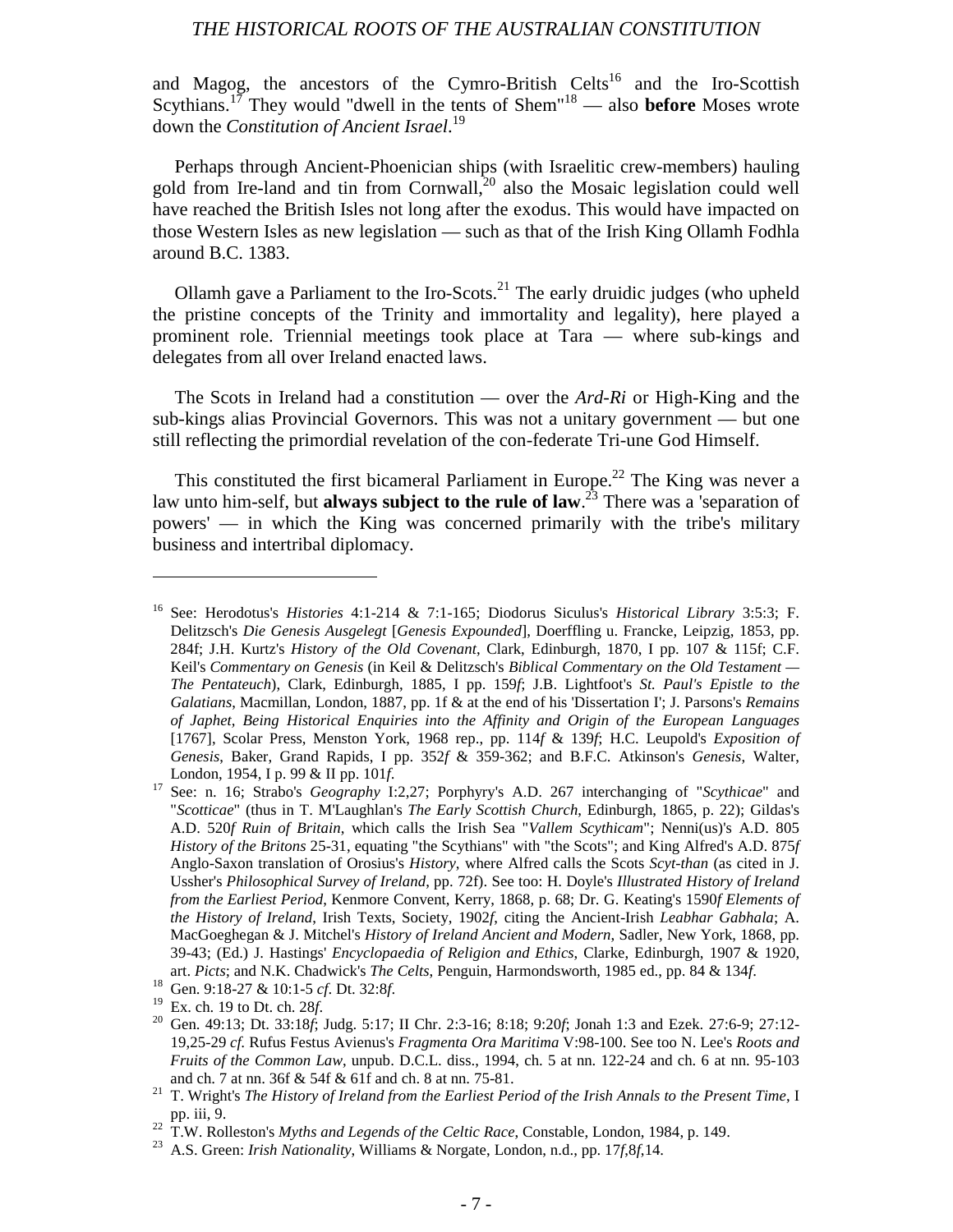and Magog, the ancestors of the Cymro-British Celts[16] and the Iro-Scottish Scythians.[17] They would "dwell in the tents of Shem"[18] — also **before** Moses wrote down the *Constitution of Ancient Israel*.[19]

Perhaps through Ancient-Phoenician ships (with Israelitic crew-members) hauling gold from Ire-land and tin from Cornwall,[20] also the Mosaic legislation could well have reached the British Isles not long after the exodus. This would have impacted on those Western Isles as new legislation — such as that of the Irish King Ollamh Fodhla around B.C. 1383.

Ollamh gave a Parliament to the Iro-Scots.[21] The early druidic judges (who upheld the pristine concepts of the Trinity and immortality and legality), here played a prominent role. Triennial meetings took place at Tara — where sub-kings and delegates from all over Ireland enacted laws.

The Scots in Ireland had a constitution — over the *Ard-Ri* or High-King and the sub-kings alias Provincial Governors. This was not a unitary government — but one still reflecting the primordial revelation of the con-federate Tri-une God Himself.

This constituted the first bicameral Parliament in Europe.[22] The King was never a law unto him-self, but **always subject to the rule of law**.[23] There was a 'separation of powers' — in which the King was concerned primarily with the tribe's military business and intertribal diplomacy.

---

[16] See: Herodotus's *Histories* 4:1-214 & 7:1-165; Diodorus Siculus's *Historical Library* 3:5:3; F. Delitzsch's *Die Genesis Ausgelegt* [*Genesis Expounded*], Doerffling u. Francke, Leipzig, 1853, pp. 284f; J.H. Kurtz's *History of the Old Covenant*, Clark, Edinburgh, 1870, I pp. 107 & 115f; C.F. Keil's *Commentary on Genesis* (in Keil & Delitzsch's *Biblical Commentary on the Old Testament — The Pentateuch*), Clark, Edinburgh, 1885, I pp. 159*f*; J.B. Lightfoot's *St. Paul's Epistle to the Galatians*, Macmillan, London, 1887, pp. 1f & at the end of his 'Dissertation I'; J. Parsons's *Remains of Japhet, Being Historical Enquiries into the Affinity and Origin of the European Languages* [1767], Scolar Press, Menston York, 1968 rep., pp. 114*f* & 139*f*; H.C. Leupold's *Exposition of Genesis*, Baker, Grand Rapids, I pp. 352*f* & 359-362; and B.F.C. Atkinson's *Genesis*, Walter, London, 1954, I p. 99 & II pp. 101*f*.

[17] See: n. 16; Strabo's *Geography* I:2,27; Porphyry's A.D. 267 interchanging of "*Scythicae*" and "*Scotticae*" (thus in T. M'Laughlan's *The Early Scottish Church*, Edinburgh, 1865, p. 22); Gildas's A.D. 520*f Ruin of Britain*, which calls the Irish Sea "*Vallem Scythicam*"; Nenni(us)'s A.D. 805 *History of the Britons* 25-31, equating "the Scythians" with "the Scots"; and King Alfred's A.D. 875*f* Anglo-Saxon translation of Orosius's *History*, where Alfred calls the Scots *Scyt-than* (as cited in J. Ussher's *Philosophical Survey of Ireland*, pp. 72f). See too: H. Doyle's *Illustrated History of Ireland from the Earliest Period*, Kenmore Convent, Kerry, 1868, p. 68; Dr. G. Keating's 1590*f Elements of the History of Ireland*, Irish Texts, Society, 1902*f*, citing the Ancient-Irish *Leabhar Gabhala*; A. MacGoeghegan & J. Mitchel's *History of Ireland Ancient and Modern*, Sadler, New York, 1868, pp. 39-43; (Ed.) J. Hastings' *Encyclopaedia of Religion and Ethics*, Clarke, Edinburgh, 1907 & 1920, art. *Picts*; and N.K. Chadwick's *The Celts*, Penguin, Harmondsworth, 1985 ed., pp. 84 & 134*f*.

[18] Gen. 9:18-27 & 10:1-5 *cf*. Dt. 32:8*f*.

[19] Ex. ch. 19 to Dt. ch. 28*f*.

[20] Gen. 49:13; Dt. 33:18*f*; Judg. 5:17; II Chr. 2:3-16; 8:18; 9:20*f*; Jonah 1:3 and Ezek. 27:6-9; 27:12-19,25-29 *cf*. Rufus Festus Avienus's *Fragmenta Ora Maritima* V:98-100. See too N. Lee's *Roots and Fruits of the Common Law*, unpub. D.C.L. diss., 1994, ch. 5 at nn. 122-24 and ch. 6 at nn. 95-103 and ch. 7 at nn. 36f & 54f & 61f and ch. 8 at nn. 75-81.

[21] T. Wright's *The History of Ireland from the Earliest Period of the Irish Annals to the Present Time*, I pp. iii, 9.

[22] T.W. Rolleston's *Myths and Legends of the Celtic Race*, Constable, London, 1984, p. 149.

[23] A.S. Green: *Irish Nationality*, Williams & Norgate, London, n.d., pp. 17*f*,8*f*,14.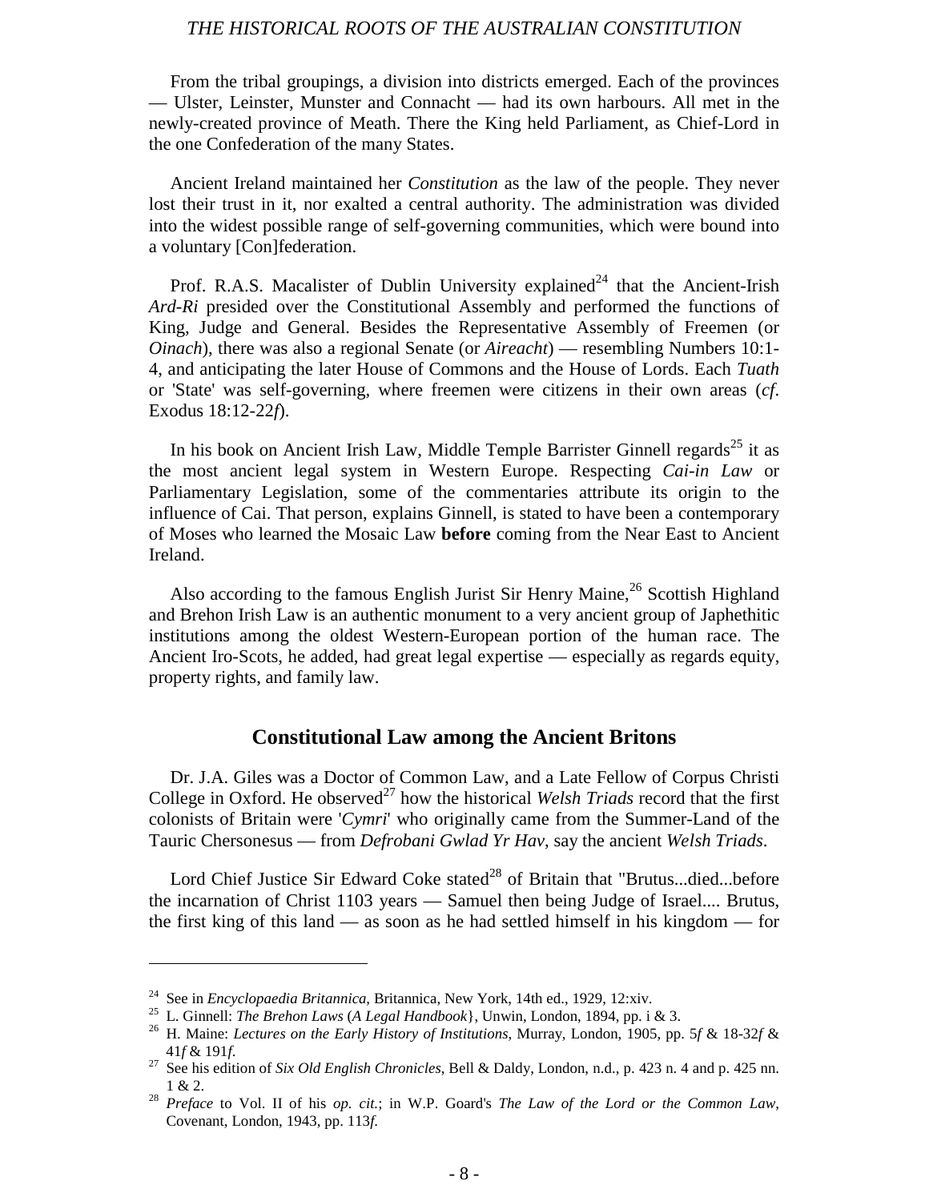From the tribal groupings, a division into districts emerged. Each of the provinces — Ulster, Leinster, Munster and Connacht — had its own harbours. All met in the newly-created province of Meath. There the King held Parliament, as Chief-Lord in the one Confederation of the many States.

Ancient Ireland maintained her *Constitution* as the law of the people. They never lost their trust in it, nor exalted a central authority. The administration was divided into the widest possible range of self-governing communities, which were bound into a voluntary [Con]federation.

Prof. R.A.S. Macalister of Dublin University explained[24] that the Ancient-Irish *Ard-Ri* presided over the Constitutional Assembly and performed the functions of King, Judge and General. Besides the Representative Assembly of Freemen (or *Oinach*), there was also a regional Senate (or *Aireacht*) — resembling Numbers 10:1-4, and anticipating the later House of Commons and the House of Lords. Each *Tuath* or 'State' was self-governing, where freemen were citizens in their own areas (*cf*. Exodus 18:12-22*f*).

In his book on Ancient Irish Law, Middle Temple Barrister Ginnell regards[25] it as the most ancient legal system in Western Europe. Respecting *Cai-in Law* or Parliamentary Legislation, some of the commentaries attribute its origin to the influence of Cai. That person, explains Ginnell, is stated to have been a contemporary of Moses who learned the Mosaic Law **before** coming from the Near East to Ancient Ireland.

Also according to the famous English Jurist Sir Henry Maine,[26] Scottish Highland and Brehon Irish Law is an authentic monument to a very ancient group of Japhethitic institutions among the oldest Western-European portion of the human race. The Ancient Iro-Scots, he added, had great legal expertise — especially as regards equity, property rights, and family law.

## Constitutional Law among the Ancient Britons

Dr. J.A. Giles was a Doctor of Common Law, and a Late Fellow of Corpus Christi College in Oxford. He observed[27] how the historical *Welsh Triads* record that the first colonists of Britain were '*Cymri*' who originally came from the Summer-Land of the Tauric Chersonesus — from *Defrobani Gwlad Yr Hav*, say the ancient *Welsh Triads*.

Lord Chief Justice Sir Edward Coke stated[28] of Britain that "Brutus...died...before the incarnation of Christ 1103 years — Samuel then being Judge of Israel.... Brutus, the first king of this land — as soon as he had settled himself in his kingdom — for

---

[24] See in *Encyclopaedia Britannica*, Britannica, New York, 14th ed., 1929, 12:xiv.

[25] L. Ginnell: *The Brehon Laws* (*A Legal Handbook*}, Unwin, London, 1894, pp. i & 3.

[26] H. Maine: *Lectures on the Early History of Institutions*, Murray, London, 1905, pp. 5*f* & 18-32*f* & 41*f* & 191*f*.

[27] See his edition of *Six Old English Chronicles*, Bell & Daldy, London, n.d., p. 423 n. 4 and p. 425 nn. 1 & 2.

[28] *Preface* to Vol. II of his *op. cit.*; in W.P. Goard's *The Law of the Lord or the Common Law*, Covenant, London, 1943, pp. 113*f*.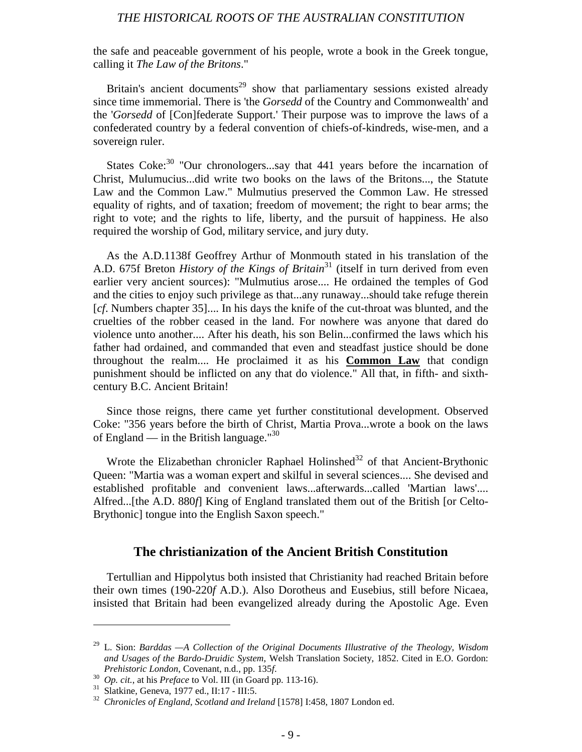the safe and peaceable government of his people, wrote a book in the Greek tongue, calling it *The Law of the Britons*."

Britain's ancient documents[29] show that parliamentary sessions existed already since time immemorial. There is 'the *Gorsedd* of the Country and Commonwealth' and the '*Gorsedd* of [Con]federate Support.' Their purpose was to improve the laws of a confederated country by a federal convention of chiefs-of-kindreds, wise-men, and a sovereign ruler.

States Coke:[30] "Our chronologers...say that 441 years before the incarnation of Christ, Mulumucius...did write two books on the laws of the Britons..., the Statute Law and the Common Law." Mulmutius preserved the Common Law. He stressed equality of rights, and of taxation; freedom of movement; the right to bear arms; the right to vote; and the rights to life, liberty, and the pursuit of happiness. He also required the worship of God, military service, and jury duty.

As the A.D.1138f Geoffrey Arthur of Monmouth stated in his translation of the A.D. 675f Breton *History of the Kings of Britain*[31] (itself in turn derived from even earlier very ancient sources): "Mulmutius arose.... He ordained the temples of God and the cities to enjoy such privilege as that...any runaway...should take refuge therein [*cf*. Numbers chapter 35].... In his days the knife of the cut-throat was blunted, and the cruelties of the robber ceased in the land. For nowhere was anyone that dared do violence unto another.... After his death, his son Belin...confirmed the laws which his father had ordained, and commanded that even and steadfast justice should be done throughout the realm.... He proclaimed it as his **Common Law** that condign punishment should be inflicted on any that do violence." All that, in fifth- and sixth-century B.C. Ancient Britain!

Since those reigns, there came yet further constitutional development. Observed Coke: "356 years before the birth of Christ, Martia Prova...wrote a book on the laws of England — in the British language."[30]

Wrote the Elizabethan chronicler Raphael Holinshed[32] of that Ancient-Brythonic Queen: "Martia was a woman expert and skilful in several sciences.... She devised and established profitable and convenient laws...afterwards...called 'Martian laws'.... Alfred...[the A.D. 880*f*] King of England translated them out of the British [or Celto-Brythonic] tongue into the English Saxon speech."

## The christianization of the Ancient British Constitution

Tertullian and Hippolytus both insisted that Christianity had reached Britain before their own times (190-220*f* A.D.). Also Dorotheus and Eusebius, still before Nicaea, insisted that Britain had been evangelized already during the Apostolic Age. Even

---

[29] L. Sion: *Barddas —A Collection of the Original Documents Illustrative of the Theology, Wisdom and Usages of the Bardo-Druidic System*, Welsh Translation Society, 1852. Cited in E.O. Gordon: *Prehistoric London*, Covenant, n.d., pp. 135*f*.

[30] *Op. cit.*, at his *Preface* to Vol. III (in Goard pp. 113-16).

[31] Slatkine, Geneva, 1977 ed., II:17 - III:5.

[32] *Chronicles of England, Scotland and Ireland* [1578] I:458, 1807 London ed.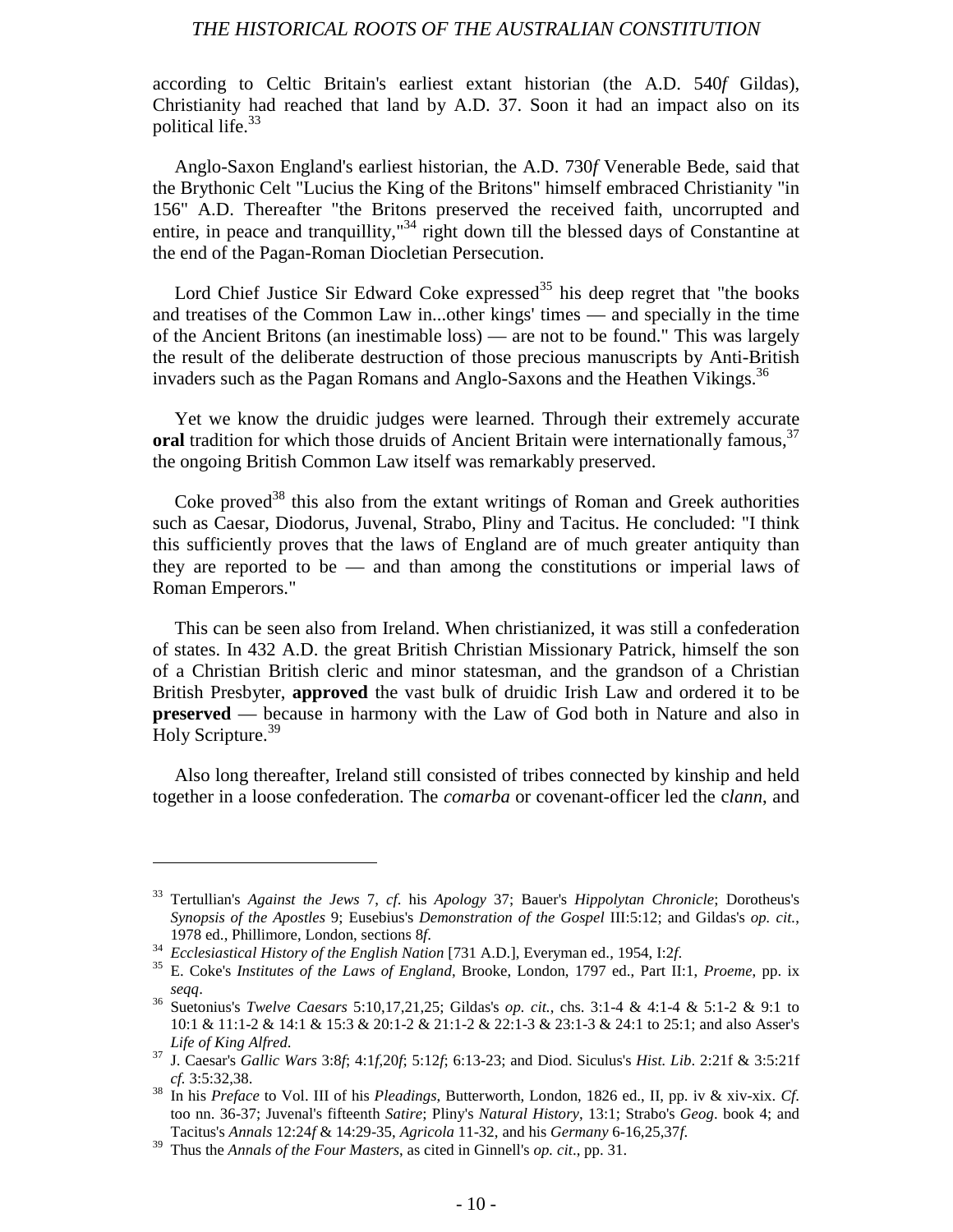according to Celtic Britain's earliest extant historian (the A.D. 540*f* Gildas), Christianity had reached that land by A.D. 37. Soon it had an impact also on its political life.[33]

Anglo-Saxon England's earliest historian, the A.D. 730*f* Venerable Bede, said that the Brythonic Celt "Lucius the King of the Britons" himself embraced Christianity "in 156" A.D. Thereafter "the Britons preserved the received faith, uncorrupted and entire, in peace and tranquillity,"[34] right down till the blessed days of Constantine at the end of the Pagan-Roman Diocletian Persecution.

Lord Chief Justice Sir Edward Coke expressed[35] his deep regret that "the books and treatises of the Common Law in...other kings' times — and specially in the time of the Ancient Britons (an inestimable loss) — are not to be found." This was largely the result of the deliberate destruction of those precious manuscripts by Anti-British invaders such as the Pagan Romans and Anglo-Saxons and the Heathen Vikings.[36]

Yet we know the druidic judges were learned. Through their extremely accurate **oral** tradition for which those druids of Ancient Britain were internationally famous,[37] the ongoing British Common Law itself was remarkably preserved.

Coke proved[38] this also from the extant writings of Roman and Greek authorities such as Caesar, Diodorus, Juvenal, Strabo, Pliny and Tacitus. He concluded: "I think this sufficiently proves that the laws of England are of much greater antiquity than they are reported to be — and than among the constitutions or imperial laws of Roman Emperors."

This can be seen also from Ireland. When christianized, it was still a confederation of states. In 432 A.D. the great British Christian Missionary Patrick, himself the son of a Christian British cleric and minor statesman, and the grandson of a Christian British Presbyter, **approved** the vast bulk of druidic Irish Law and ordered it to be **preserved** — because in harmony with the Law of God both in Nature and also in Holy Scripture.[39]

Also long thereafter, Ireland still consisted of tribes connected by kinship and held together in a loose confederation. The *comarba* or covenant-officer led the c*lann*, and

---

33 Tertullian's *Against the Jews* 7, *cf*. his *Apology* 37; Bauer's *Hippolytan Chronicle*; Dorotheus's *Synopsis of the Apostles* 9; Eusebius's *Demonstration of the Gospel* III:5:12; and Gildas's *op. cit.*, 1978 ed., Phillimore, London, sections 8*f*.

34 *Ecclesiastical History of the English Nation* [731 A.D.], Everyman ed., 1954, I:2*f*.

35 E. Coke's *Institutes of the Laws of England*, Brooke, London, 1797 ed., Part II:1, *Proeme*, pp. ix *seqq*.

36 Suetonius's *Twelve Caesars* 5:10,17,21,25; Gildas's *op. cit.*, chs. 3:1-4 & 4:1-4 & 5:1-2 & 9:1 to 10:1 & 11:1-2 & 14:1 & 15:3 & 20:1-2 & 21:1-2 & 22:1-3 & 23:1-3 & 24:1 to 25:1; and also Asser's *Life of King Alfred*.

37 J. Caesar's *Gallic Wars* 3:8*f*; 4:1*f*,20*f*; 5:12*f*; 6:13-23; and Diod. Siculus's *Hist. Lib*. 2:21f & 3:5:21f *cf*. 3:5:32,38.

38 In his *Preface* to Vol. III of his *Pleadings*, Butterworth, London, 1826 ed., II, pp. iv & xiv-xix. *Cf*. too nn. 36-37; Juvenal's fifteenth *Satire*; Pliny's *Natural History*, 13:1; Strabo's *Geog*. book 4; and Tacitus's *Annals* 12:24*f* & 14:29-35, *Agricola* 11-32, and his *Germany* 6-16,25,37*f*.

39 Thus the *Annals of the Four Masters*, as cited in Ginnell's *op. cit*., pp. 31.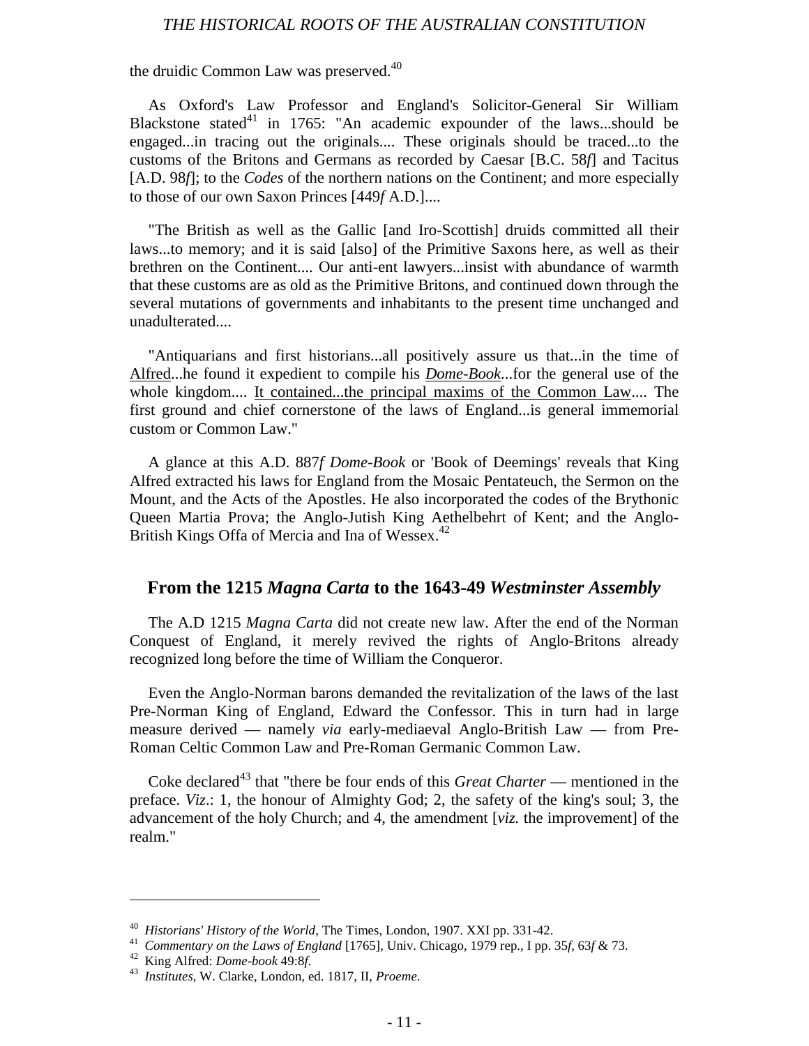the druidic Common Law was preserved.[40]

As Oxford's Law Professor and England's Solicitor-General Sir William Blackstone stated[41] in 1765: "An academic expounder of the laws...should be engaged...in tracing out the originals.... These originals should be traced...to the customs of the Britons and Germans as recorded by Caesar [B.C. 58*f*] and Tacitus [A.D. 98*f*]; to the *Codes* of the northern nations on the Continent; and more especially to those of our own Saxon Princes [449*f* A.D.]....

"The British as well as the Gallic [and Iro-Scottish] druids committed all their laws...to memory; and it is said [also] of the Primitive Saxons here, as well as their brethren on the Continent.... Our anti-ent lawyers...insist with abundance of warmth that these customs are as old as the Primitive Britons, and continued down through the several mutations of governments and inhabitants to the present time unchanged and unadulterated....

"Antiquarians and first historians...all positively assure us that...in the time of Alfred...he found it expedient to compile his ***Dome-Book***...for the general use of the whole kingdom.... It contained...the principal maxims of the Common Law.... The first ground and chief cornerstone of the laws of England...is general immemorial custom or Common Law."

A glance at this A.D. 887*f* *Dome-Book* or 'Book of Deemings' reveals that King Alfred extracted his laws for England from the Mosaic Pentateuch, the Sermon on the Mount, and the Acts of the Apostles. He also incorporated the codes of the Brythonic Queen Martia Prova; the Anglo-Jutish King Aethelbehrt of Kent; and the Anglo-British Kings Offa of Mercia and Ina of Wessex.[42]

## From the 1215 *Magna Carta* to the 1643-49 *Westminster Assembly*

The A.D 1215 *Magna Carta* did not create new law. After the end of the Norman Conquest of England, it merely revived the rights of Anglo-Britons already recognized long before the time of William the Conqueror.

Even the Anglo-Norman barons demanded the revitalization of the laws of the last Pre-Norman King of England, Edward the Confessor. This in turn had in large measure derived — namely *via* early-mediaeval Anglo-British Law — from Pre-Roman Celtic Common Law and Pre-Roman Germanic Common Law.

Coke declared[43] that "there be four ends of this *Great Charter* — mentioned in the preface. *Viz*.: 1, the honour of Almighty God; 2, the safety of the king's soul; 3, the advancement of the holy Church; and 4, the amendment [*viz.* the improvement] of the realm."

---

[40] *Historians' History of the World*, The Times, London, 1907. XXI pp. 331-42.
[41] *Commentary on the Laws of England* [1765], Univ. Chicago, 1979 rep., I pp. 35*f*, 63*f* & 73.
[42] King Alfred: *Dome-book* 49:8*f*.
[43] *Institutes*, W. Clarke, London, ed. 1817, II, *Proeme*.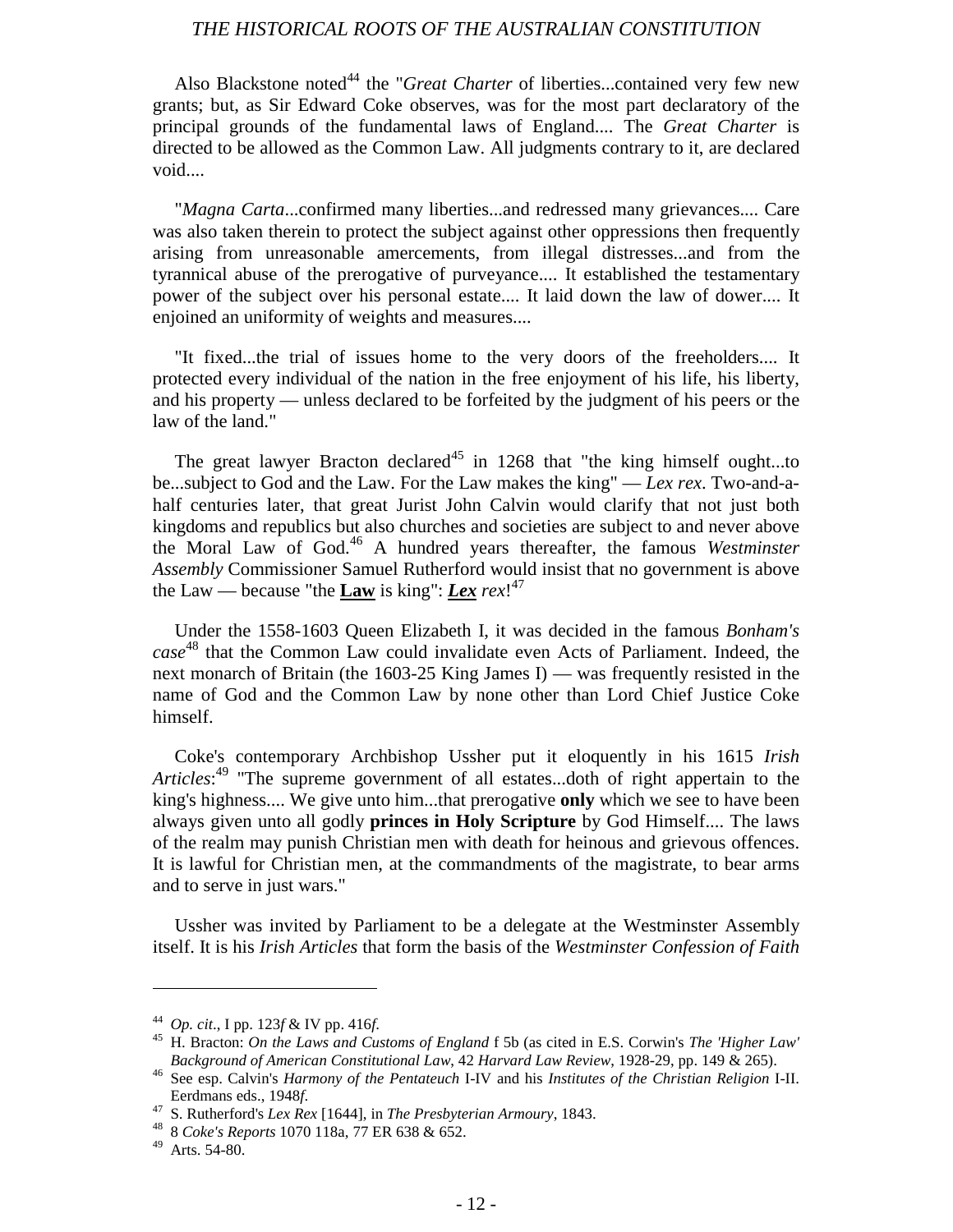Also Blackstone noted[44] the "*Great Charter* of liberties...contained very few new grants; but, as Sir Edward Coke observes, was for the most part declaratory of the principal grounds of the fundamental laws of England.... The *Great Charter* is directed to be allowed as the Common Law. All judgments contrary to it, are declared void....

"*Magna Carta*...confirmed many liberties...and redressed many grievances.... Care was also taken therein to protect the subject against other oppressions then frequently arising from unreasonable amercements, from illegal distresses...and from the tyrannical abuse of the prerogative of purveyance.... It established the testamentary power of the subject over his personal estate.... It laid down the law of dower.... It enjoined an uniformity of weights and measures....

"It fixed...the trial of issues home to the very doors of the freeholders.... It protected every individual of the nation in the free enjoyment of his life, his liberty, and his property — unless declared to be forfeited by the judgment of his peers or the law of the land."

The great lawyer Bracton declared[45] in 1268 that "the king himself ought...to be...subject to God and the Law. For the Law makes the king" — *Lex rex*. Two-and-a-half centuries later, that great Jurist John Calvin would clarify that not just both kingdoms and republics but also churches and societies are subject to and never above the Moral Law of God.[46] A hundred years thereafter, the famous *Westminster Assembly* Commissioner Samuel Rutherford would insist that no government is above the Law — because "the **Law** is king": ***Lex*** *rex*![47]

Under the 1558-1603 Queen Elizabeth I, it was decided in the famous *Bonham's case*[48] that the Common Law could invalidate even Acts of Parliament. Indeed, the next monarch of Britain (the 1603-25 King James I) — was frequently resisted in the name of God and the Common Law by none other than Lord Chief Justice Coke himself.

Coke's contemporary Archbishop Ussher put it eloquently in his 1615 *Irish Articles*:[49] "The supreme government of all estates...doth of right appertain to the king's highness.... We give unto him...that prerogative **only** which we see to have been always given unto all godly **princes in Holy Scripture** by God Himself.... The laws of the realm may punish Christian men with death for heinous and grievous offences. It is lawful for Christian men, at the commandments of the magistrate, to bear arms and to serve in just wars."

Ussher was invited by Parliament to be a delegate at the Westminster Assembly itself. It is his *Irish Articles* that form the basis of the *Westminster Confession of Faith*

---

[44] *Op. cit*., I pp. 123*f* & IV pp. 416*f*.

[45] H. Bracton: *On the Laws and Customs of England* f 5b (as cited in E.S. Corwin's *The 'Higher Law' Background of American Constitutional Law*, 42 *Harvard Law Review*, 1928-29, pp. 149 & 265).

[46] See esp. Calvin's *Harmony of the Pentateuch* I-IV and his *Institutes of the Christian Religion* I-II. Eerdmans eds., 1948*f*.

[47] S. Rutherford's *Lex Rex* [1644], in *The Presbyterian Armoury*, 1843.

[48] 8 *Coke's Reports* 1070 118a, 77 ER 638 & 652.

[49] Arts. 54-80.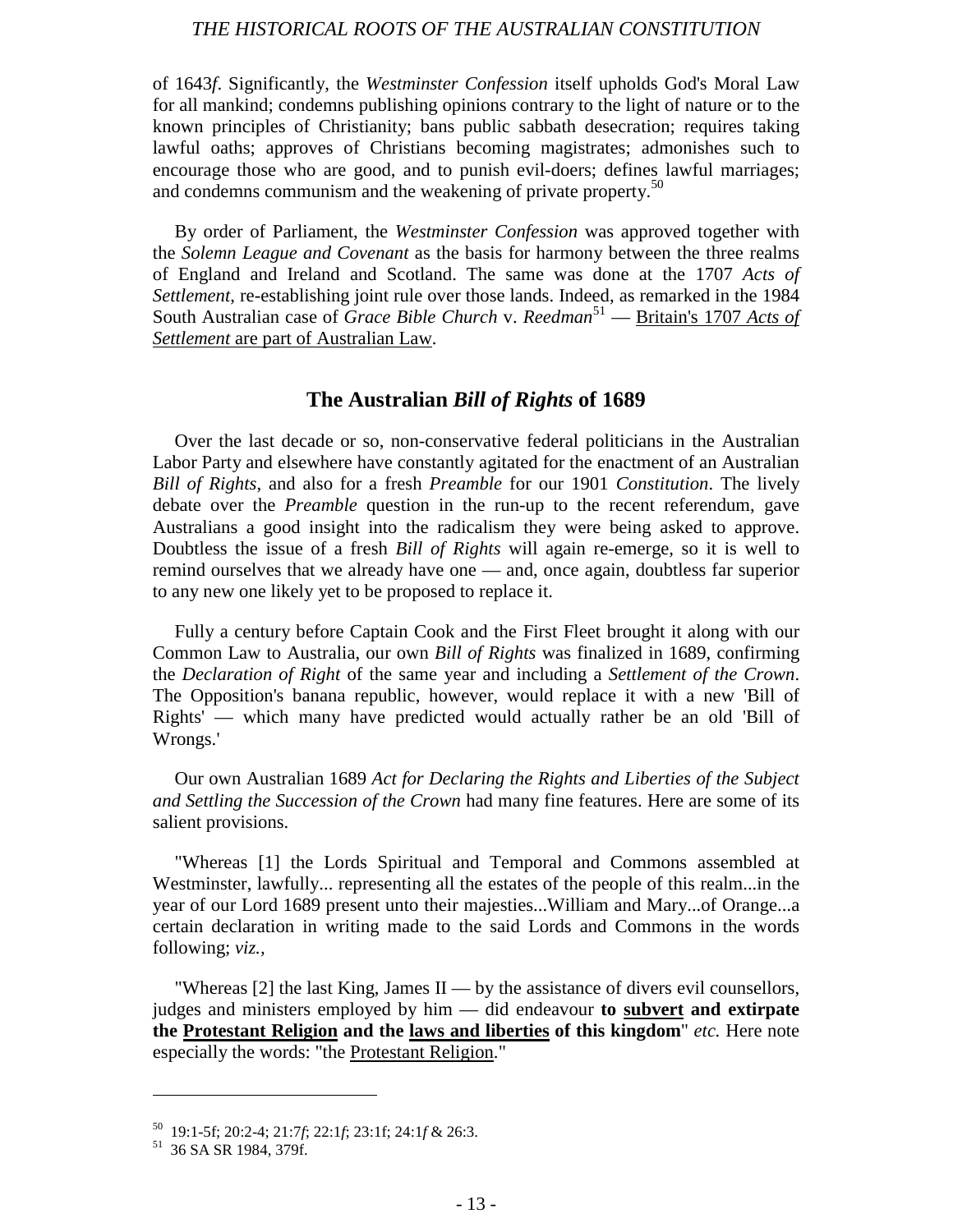of 1643*f*. Significantly, the *Westminster Confession* itself upholds God's Moral Law for all mankind; condemns publishing opinions contrary to the light of nature or to the known principles of Christianity; bans public sabbath desecration; requires taking lawful oaths; approves of Christians becoming magistrates; admonishes such to encourage those who are good, and to punish evil-doers; defines lawful marriages; and condemns communism and the weakening of private property.[50]

By order of Parliament, the *Westminster Confession* was approved together with the *Solemn League and Covenant* as the basis for harmony between the three realms of England and Ireland and Scotland. The same was done at the 1707 *Acts of Settlement*, re-establishing joint rule over those lands. Indeed, as remarked in the 1984 South Australian case of *Grace Bible Church* v. *Reedman*[51] — <u>Britain's 1707 *Acts of Settlement* are part of Australian Law</u>.

## The Australian *Bill of Rights* of 1689

Over the last decade or so, non-conservative federal politicians in the Australian Labor Party and elsewhere have constantly agitated for the enactment of an Australian *Bill of Rights*, and also for a fresh *Preamble* for our 1901 *Constitution*. The lively debate over the *Preamble* question in the run-up to the recent referendum, gave Australians a good insight into the radicalism they were being asked to approve. Doubtless the issue of a fresh *Bill of Rights* will again re-emerge, so it is well to remind ourselves that we already have one — and, once again, doubtless far superior to any new one likely yet to be proposed to replace it.

Fully a century before Captain Cook and the First Fleet brought it along with our Common Law to Australia, our own *Bill of Rights* was finalized in 1689, confirming the *Declaration of Right* of the same year and including a *Settlement of the Crown*. The Opposition's banana republic, however, would replace it with a new 'Bill of Rights' — which many have predicted would actually rather be an old 'Bill of Wrongs.'

Our own Australian 1689 *Act for Declaring the Rights and Liberties of the Subject and Settling the Succession of the Crown* had many fine features. Here are some of its salient provisions.

"Whereas [1] the Lords Spiritual and Temporal and Commons assembled at Westminster, lawfully... representing all the estates of the people of this realm...in the year of our Lord 1689 present unto their majesties...William and Mary...of Orange...a certain declaration in writing made to the said Lords and Commons in the words following; *viz.*,

"Whereas [2] the last King, James II — by the assistance of divers evil counsellors, judges and ministers employed by him — did endeavour **to <u>subvert</u> and extirpate the <u>Protestant Religion</u> and the <u>laws and liberties</u> of this kingdom**" *etc.* Here note especially the words: "the <u>Protestant Religion</u>."

---

[50] 19:1-5f; 20:2-4; 21:7*f*; 22:1*f*; 23:1f; 24:1*f* & 26:3.

[51] 36 SA SR 1984, 379f.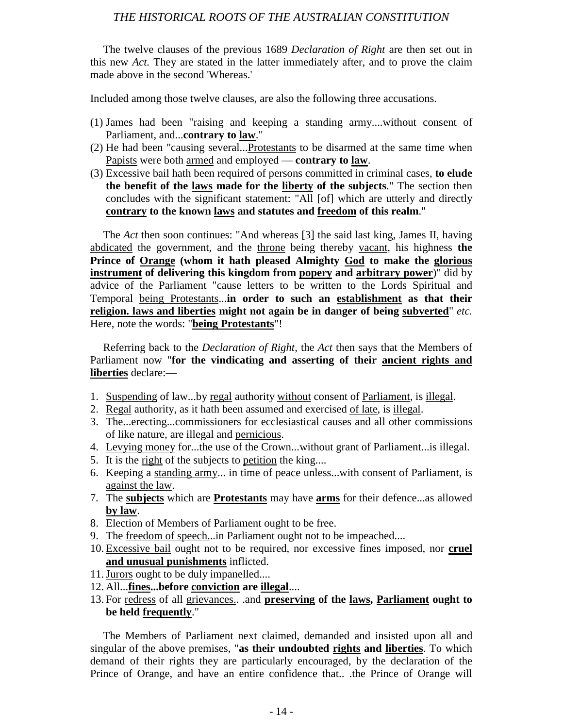The twelve clauses of the previous 1689 *Declaration of Right* are then set out in this new *Act.* They are stated in the latter immediately after, and to prove the claim made above in the second 'Whereas.'

Included among those twelve clauses, are also the following three accusations.

(1) James had been "raising and keeping a standing army....without consent of Parliament, and...**contrary to <u>law</u>**."
(2) He had been "causing several...<u>Protestants</u> to be disarmed at the same time when <u>Papists</u> were both <u>armed</u> and employed — **contrary to <u>law</u>**.
(3) Excessive bail hath been required of persons committed in criminal cases, **to elude the benefit of the <u>laws</u> made for the <u>liberty</u> of the subjects**." The section then concludes with the significant statement: "All [of] which are utterly and directly **<u>contrary</u> to the known <u>laws</u> and statutes and <u>freedom</u> of this realm**."

The *Act* then soon continues: "And whereas [3] the said last king, James II, having <u>abdicated</u> the government, and the <u>throne</u> being thereby <u>vacant</u>, his highness **the Prince of <u>Orange</u> (whom it hath pleased Almighty <u>God</u> to make the <u>glorious instrument</u> of delivering this kingdom from <u>popery</u> and <u>arbitrary power</u>)**" did by advice of the Parliament "cause letters to be written to the Lords Spiritual and Temporal <u>being Protestants</u>...**in order to such an <u>establishment</u> as that their <u>religion. laws and liberties</u> might not again be in danger of being <u>subverted</u>**" *etc.* Here, note the words: "**<u>being Protestants</u>**"!

Referring back to the *Declaration of Right*, the *Act* then says that the Members of Parliament now "**for the vindicating and asserting of their <u>ancient rights and liberties</u>** declare:—

1. <u>Suspending</u> of law...by <u>regal</u> authority <u>without</u> consent of <u>Parliament</u>, is <u>illegal</u>.
2. <u>Regal</u> authority, as it hath been assumed and exercised <u>of late</u>, is <u>illegal</u>.
3. The...erecting...commissioners for ecclesiastical causes and all other commissions of like nature, are illegal and <u>pernicious</u>.
4. <u>Levying money</u> for...the use of the Crown...without grant of Parliament...is illegal.
5. It is the <u>right</u> of the subjects to <u>petition</u> the king....
6. Keeping a <u>standing army</u>... in time of peace unless...with consent of Parliament, is <u>against the law</u>.
7. The **<u>subjects</u>** which are **<u>Protestants</u>** may have **<u>arms</u>** for their defence...as allowed **<u>by law</u>**.
8. Election of Members of Parliament ought to be free.
9. The <u>freedom of speech</u>...in Parliament ought not to be impeached....
10. <u>Excessive bail</u> ought not to be required, nor excessive fines imposed, nor **<u>cruel and unusual punishments</u>** inflicted.
11. <u>Jurors</u> ought to be duly impanelled....
12. All...**<u>fines</u>...before <u>conviction</u> are <u>illegal</u>**....
13. For <u>redress</u> of all <u>grievances</u>.. .and **<u>preserving</u> of the <u>laws</u>, <u>Parliament</u> ought to be held <u>frequently</u>**."

The Members of Parliament next claimed, demanded and insisted upon all and singular of the above premises, "**as their undoubted <u>rights</u> and <u>liberties</u>**. To which demand of their rights they are particularly encouraged, by the declaration of the Prince of Orange, and have an entire confidence that.. .the Prince of Orange will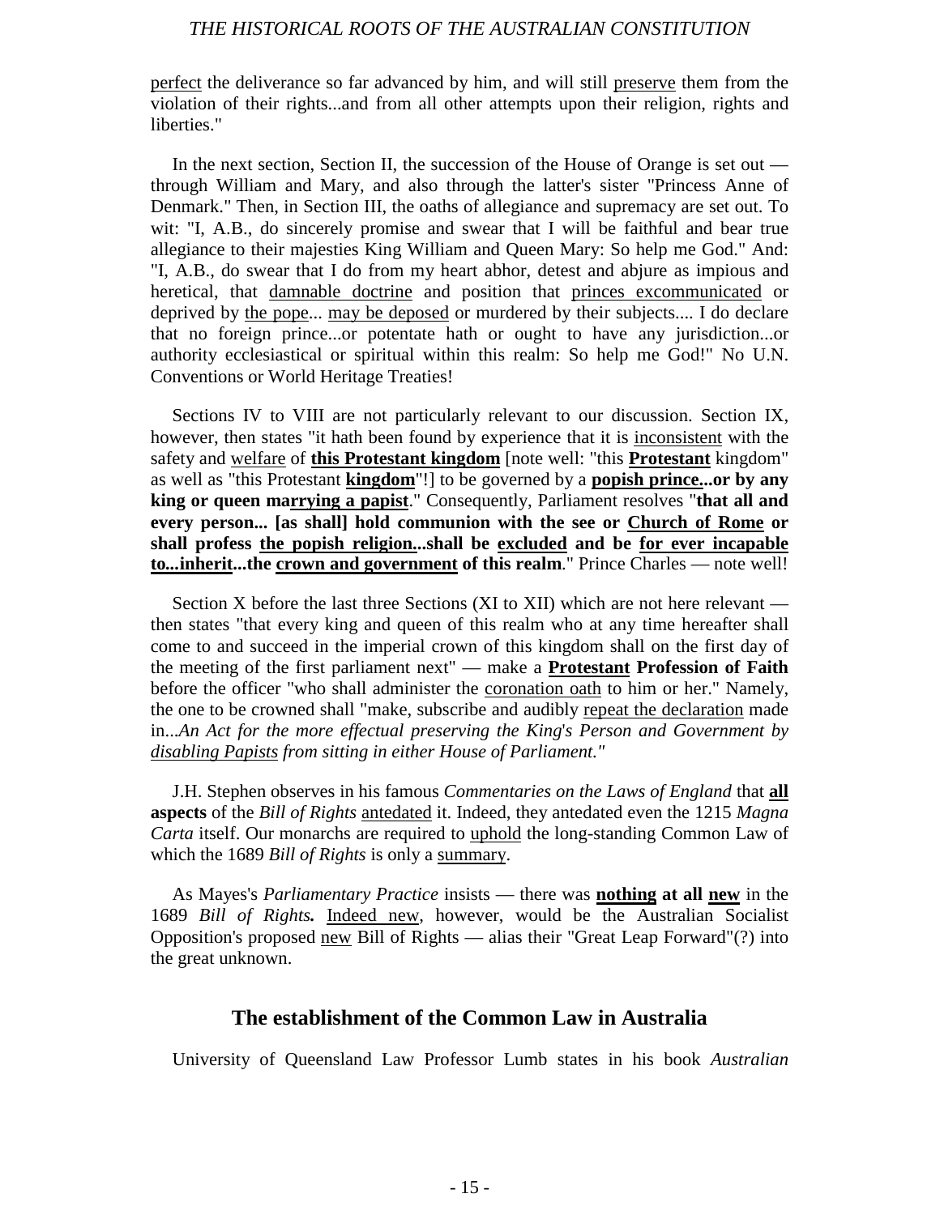perfect the deliverance so far advanced by him, and will still preserve them from the violation of their rights...and from all other attempts upon their religion, rights and liberties."

In the next section, Section II, the succession of the House of Orange is set out — through William and Mary, and also through the latter's sister "Princess Anne of Denmark." Then, in Section III, the oaths of allegiance and supremacy are set out. To wit: "I, A.B., do sincerely promise and swear that I will be faithful and bear true allegiance to their majesties King William and Queen Mary: So help me God." And: "I, A.B., do swear that I do from my heart abhor, detest and abjure as impious and heretical, that damnable doctrine and position that princes excommunicated or deprived by the pope... may be deposed or murdered by their subjects.... I do declare that no foreign prince...or potentate hath or ought to have any jurisdiction...or authority ecclesiastical or spiritual within this realm: So help me God!" No U.N. Conventions or World Heritage Treaties!

Sections IV to VIII are not particularly relevant to our discussion. Section IX, however, then states "it hath been found by experience that it is inconsistent with the safety and welfare of **this Protestant kingdom** [note well: "this **Protestant** kingdom" as well as "this Protestant **kingdom**"!] to be governed by a **popish prince...or by any king or queen marrying a papist**." Consequently, Parliament resolves "**that all and every person... [as shall] hold communion with the see or Church of Rome or shall profess the popish religion...shall be excluded and be for ever incapable to...inherit...the crown and government of this realm**." Prince Charles — note well!

Section X before the last three Sections (XI to XII) which are not here relevant — then states "that every king and queen of this realm who at any time hereafter shall come to and succeed in the imperial crown of this kingdom shall on the first day of the meeting of the first parliament next" — make a **Protestant Profession of Faith** before the officer "who shall administer the coronation oath to him or her." Namely, the one to be crowned shall "make, subscribe and audibly repeat the declaration made in...*An Act for the more effectual preserving the King's Person and Government by disabling Papists from sitting in either House of Parliament."*

J.H. Stephen observes in his famous *Commentaries on the Laws of England* that **all aspects** of the *Bill of Rights* antedated it. Indeed, they antedated even the 1215 *Magna Carta* itself. Our monarchs are required to uphold the long-standing Common Law of which the 1689 *Bill of Rights* is only a summary.

As Mayes's *Parliamentary Practice* insists — there was **nothing at all new** in the 1689 *Bill of Rights.* Indeed new, however, would be the Australian Socialist Opposition's proposed new Bill of Rights — alias their "Great Leap Forward"(?) into the great unknown.

## The establishment of the Common Law in Australia

University of Queensland Law Professor Lumb states in his book *Australian*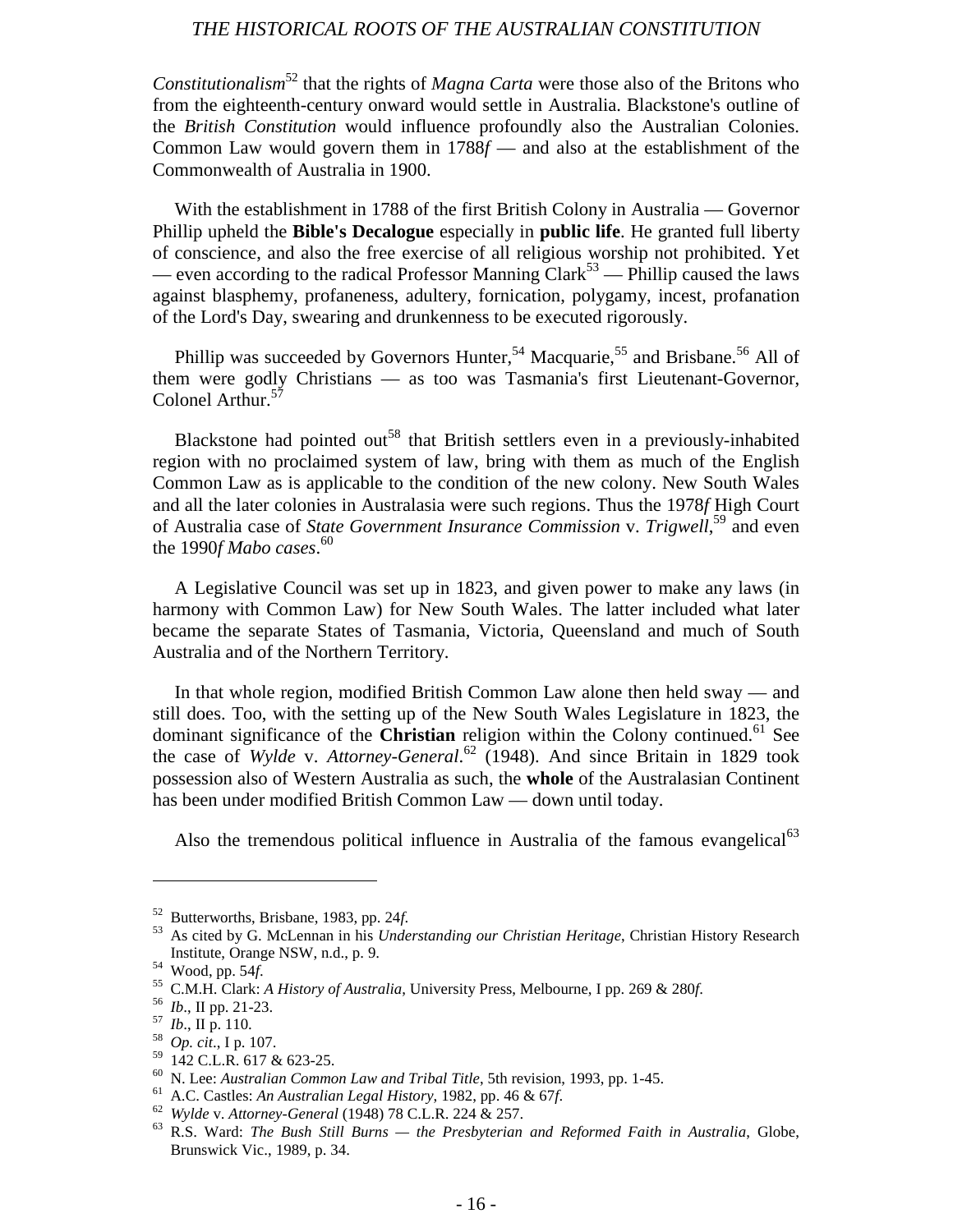*Constitutionalism*[52] that the rights of *Magna Carta* were those also of the Britons who from the eighteenth-century onward would settle in Australia. Blackstone's outline of the *British Constitution* would influence profoundly also the Australian Colonies. Common Law would govern them in 1788*f* — and also at the establishment of the Commonwealth of Australia in 1900.

With the establishment in 1788 of the first British Colony in Australia — Governor Phillip upheld the **Bible's Decalogue** especially in **public life**. He granted full liberty of conscience, and also the free exercise of all religious worship not prohibited. Yet — even according to the radical Professor Manning Clark[53] — Phillip caused the laws against blasphemy, profaneness, adultery, fornication, polygamy, incest, profanation of the Lord's Day, swearing and drunkenness to be executed rigorously.

Phillip was succeeded by Governors Hunter,[54] Macquarie,[55] and Brisbane.[56] All of them were godly Christians — as too was Tasmania's first Lieutenant-Governor, Colonel Arthur.[57]

Blackstone had pointed out[58] that British settlers even in a previously-inhabited region with no proclaimed system of law, bring with them as much of the English Common Law as is applicable to the condition of the new colony. New South Wales and all the later colonies in Australasia were such regions. Thus the 1978*f* High Court of Australia case of *State Government Insurance Commission* v. *Trigwell*,[59] and even the 1990*f Mabo cases*.[60]

A Legislative Council was set up in 1823, and given power to make any laws (in harmony with Common Law) for New South Wales. The latter included what later became the separate States of Tasmania, Victoria, Queensland and much of South Australia and of the Northern Territory.

In that whole region, modified British Common Law alone then held sway — and still does. Too, with the setting up of the New South Wales Legislature in 1823, the dominant significance of the **Christian** religion within the Colony continued.[61] See the case of *Wylde* v. *Attorney-General*.[62] (1948). And since Britain in 1829 took possession also of Western Australia as such, the **whole** of the Australasian Continent has been under modified British Common Law — down until today.

Also the tremendous political influence in Australia of the famous evangelical[63]

---

[52] Butterworths, Brisbane, 1983, pp. 24*f*.

[53] As cited by G. McLennan in his *Understanding our Christian Heritage*, Christian History Research Institute, Orange NSW, n.d., p. 9.

[54] Wood, pp. 54*f*.

[55] C.M.H. Clark: *A History of Australia*, University Press, Melbourne, I pp. 269 & 280*f*.

[56] *Ib*., II pp. 21-23.

[57] *Ib*., II p. 110.

[58] *Op. cit*., I p. 107.

[59] 142 C.L.R. 617 & 623-25.

[60] N. Lee: *Australian Common Law and Tribal Title*, 5th revision, 1993, pp. 1-45.

[61] A.C. Castles: *An Australian Legal History*, 1982, pp. 46 & 67*f*.

[62] *Wylde* v. *Attorney-General* (1948) 78 C.L.R. 224 & 257.

[63] R.S. Ward: *The Bush Still Burns — the Presbyterian and Reformed Faith in Australia*, Globe, Brunswick Vic., 1989, p. 34.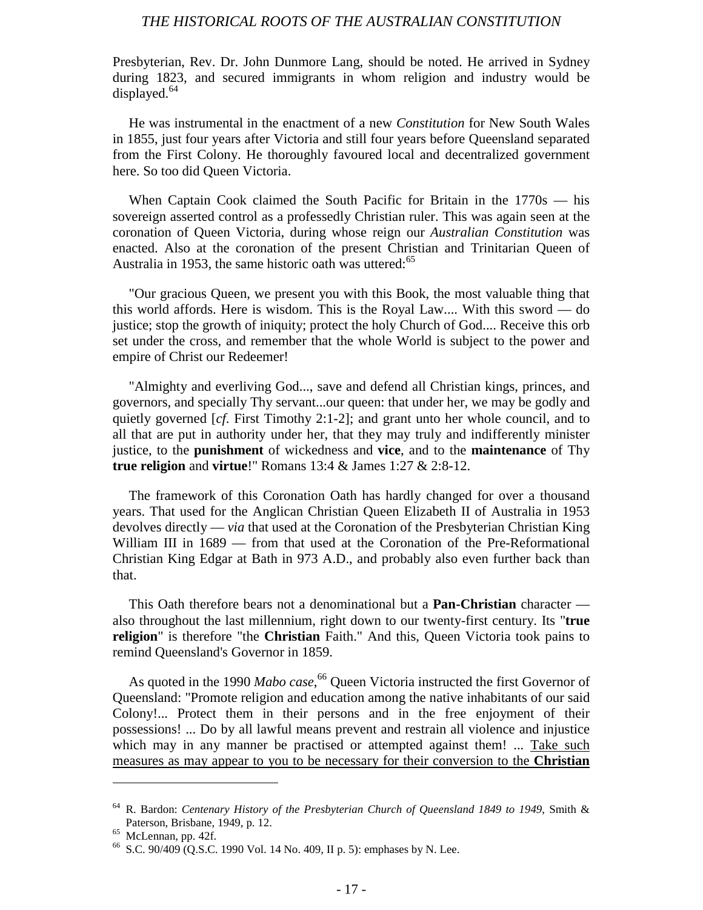Presbyterian, Rev. Dr. John Dunmore Lang, should be noted. He arrived in Sydney during 1823, and secured immigrants in whom religion and industry would be displayed.[64]

He was instrumental in the enactment of a new *Constitution* for New South Wales in 1855, just four years after Victoria and still four years before Queensland separated from the First Colony. He thoroughly favoured local and decentralized government here. So too did Queen Victoria.

When Captain Cook claimed the South Pacific for Britain in the 1770s — his sovereign asserted control as a professedly Christian ruler. This was again seen at the coronation of Queen Victoria, during whose reign our *Australian Constitution* was enacted. Also at the coronation of the present Christian and Trinitarian Queen of Australia in 1953, the same historic oath was uttered:[65]

"Our gracious Queen, we present you with this Book, the most valuable thing that this world affords. Here is wisdom. This is the Royal Law.... With this sword — do justice; stop the growth of iniquity; protect the holy Church of God.... Receive this orb set under the cross, and remember that the whole World is subject to the power and empire of Christ our Redeemer!

"Almighty and everliving God..., save and defend all Christian kings, princes, and governors, and specially Thy servant...our queen: that under her, we may be godly and quietly governed [*cf*. First Timothy 2:1-2]; and grant unto her whole council, and to all that are put in authority under her, that they may truly and indifferently minister justice, to the **punishment** of wickedness and **vice**, and to the **maintenance** of Thy **true religion** and **virtue**!" Romans 13:4 & James 1:27 & 2:8-12.

The framework of this Coronation Oath has hardly changed for over a thousand years. That used for the Anglican Christian Queen Elizabeth II of Australia in 1953 devolves directly — *via* that used at the Coronation of the Presbyterian Christian King William III in 1689 — from that used at the Coronation of the Pre-Reformational Christian King Edgar at Bath in 973 A.D., and probably also even further back than that.

This Oath therefore bears not a denominational but a **Pan-Christian** character — also throughout the last millennium, right down to our twenty-first century. Its "**true religion**" is therefore "the **Christian** Faith." And this, Queen Victoria took pains to remind Queensland's Governor in 1859.

As quoted in the 1990 *Mabo case*,[66] Queen Victoria instructed the first Governor of Queensland: "Promote religion and education among the native inhabitants of our said Colony!... Protect them in their persons and in the free enjoyment of their possessions! ... Do by all lawful means prevent and restrain all violence and injustice which may in any manner be practised or attempted against them! ... <u>Take such measures as may appear to you to be necessary for their conversion to the **Christian**</u>

---

[64] R. Bardon: *Centenary History of the Presbyterian Church of Queensland 1849 to 1949*, Smith & Paterson, Brisbane, 1949, p. 12.

[65] McLennan, pp. 42f.

[66] S.C. 90/409 (Q.S.C. 1990 Vol. 14 No. 409, II p. 5): emphases by N. Lee.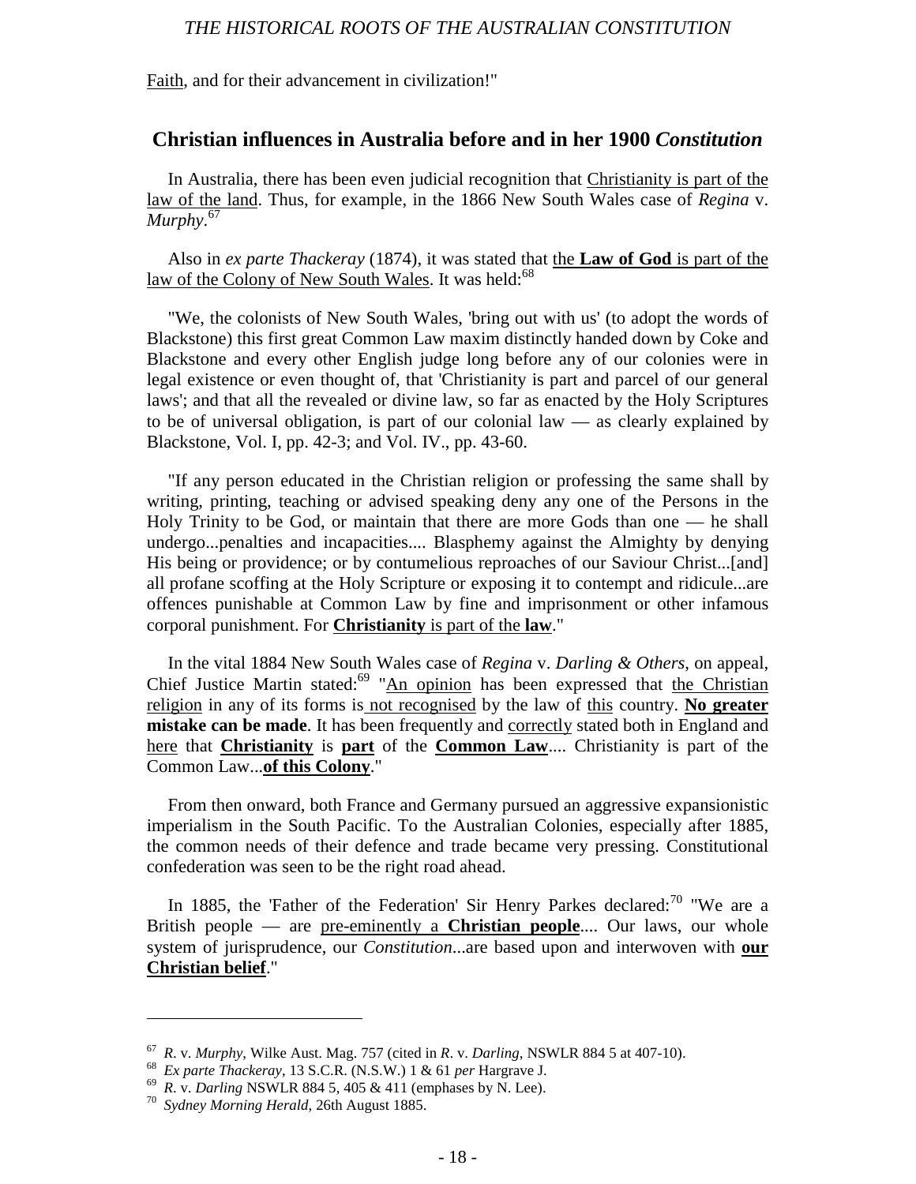Faith, and for their advancement in civilization!"

## Christian influences in Australia before and in her 1900 *Constitution*

In Australia, there has been even judicial recognition that Christianity is part of the law of the land. Thus, for example, in the 1866 New South Wales case of *Regina* v. *Murphy*.[67]

Also in *ex parte Thackeray* (1874), it was stated that the **Law of God** is part of the law of the Colony of New South Wales. It was held:[68]

"We, the colonists of New South Wales, 'bring out with us' (to adopt the words of Blackstone) this first great Common Law maxim distinctly handed down by Coke and Blackstone and every other English judge long before any of our colonies were in legal existence or even thought of, that 'Christianity is part and parcel of our general laws'; and that all the revealed or divine law, so far as enacted by the Holy Scriptures to be of universal obligation, is part of our colonial law — as clearly explained by Blackstone, Vol. I, pp. 42-3; and Vol. IV., pp. 43-60.

"If any person educated in the Christian religion or professing the same shall by writing, printing, teaching or advised speaking deny any one of the Persons in the Holy Trinity to be God, or maintain that there are more Gods than one — he shall undergo...penalties and incapacities.... Blasphemy against the Almighty by denying His being or providence; or by contumelious reproaches of our Saviour Christ...[and] all profane scoffing at the Holy Scripture or exposing it to contempt and ridicule...are offences punishable at Common Law by fine and imprisonment or other infamous corporal punishment. For **Christianity** is part of the **law**."

In the vital 1884 New South Wales case of *Regina* v. *Darling & Others*, on appeal, Chief Justice Martin stated:[69] "An opinion has been expressed that the Christian religion in any of its forms is not recognised by the law of this country. **No greater mistake can be made**. It has been frequently and correctly stated both in England and here that **Christianity** is **part** of the **Common Law**.... Christianity is part of the Common Law...**of this Colony**."

From then onward, both France and Germany pursued an aggressive expansionistic imperialism in the South Pacific. To the Australian Colonies, especially after 1885, the common needs of their defence and trade became very pressing. Constitutional confederation was seen to be the right road ahead.

In 1885, the 'Father of the Federation' Sir Henry Parkes declared:[70] "We are a British people — are pre-eminently a **Christian people**.... Our laws, our whole system of jurisprudence, our *Constitution*...are based upon and interwoven with **our Christian belief**."

---

[67] *R*. v. *Murphy*, Wilke Aust. Mag. 757 (cited in *R*. v. *Darling*, NSWLR 884 5 at 407-10).

[68] *Ex parte Thackeray*, 13 S.C.R. (N.S.W.) 1 & 61 *per* Hargrave J.

[69] *R*. v. *Darling* NSWLR 884 5, 405 & 411 (emphases by N. Lee).

[70] *Sydney Morning Herald*, 26th August 1885.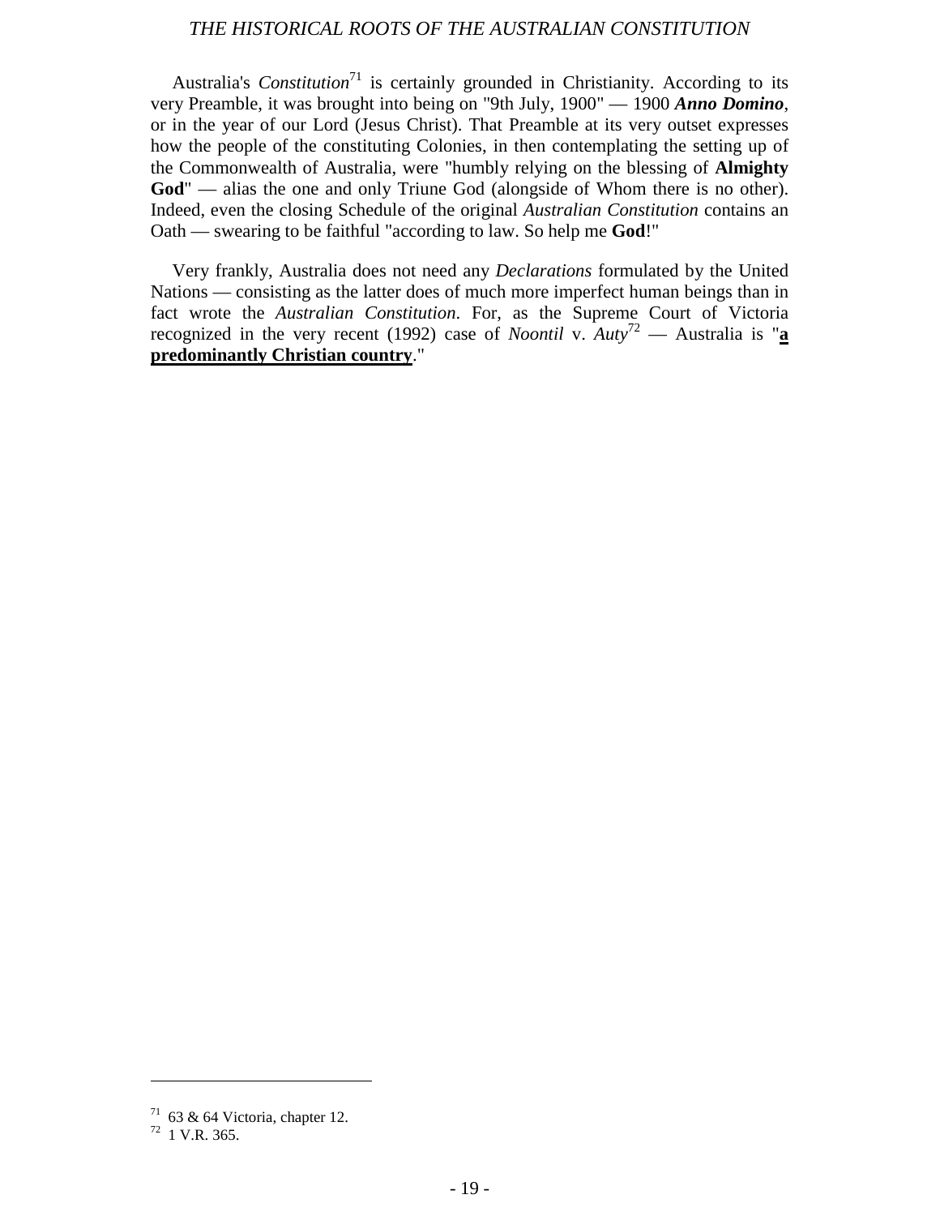Australia's *Constitution*[71] is certainly grounded in Christianity. According to its very Preamble, it was brought into being on "9th July, 1900" — 1900 ***Anno Domino***, or in the year of our Lord (Jesus Christ). That Preamble at its very outset expresses how the people of the constituting Colonies, in then contemplating the setting up of the Commonwealth of Australia, were "humbly relying on the blessing of **Almighty God**" — alias the one and only Triune God (alongside of Whom there is no other). Indeed, even the closing Schedule of the original *Australian Constitution* contains an Oath — swearing to be faithful "according to law. So help me **God**!"

Very frankly, Australia does not need any *Declarations* formulated by the United Nations — consisting as the latter does of much more imperfect human beings than in fact wrote the *Australian Constitution*. For, as the Supreme Court of Victoria recognized in the very recent (1992) case of *Noontil* v. *Auty*[72] — Australia is "<u>**a predominantly Christian country**</u>."

---

[71] 63 & 64 Victoria, chapter 12.

[72] 1 V.R. 365.